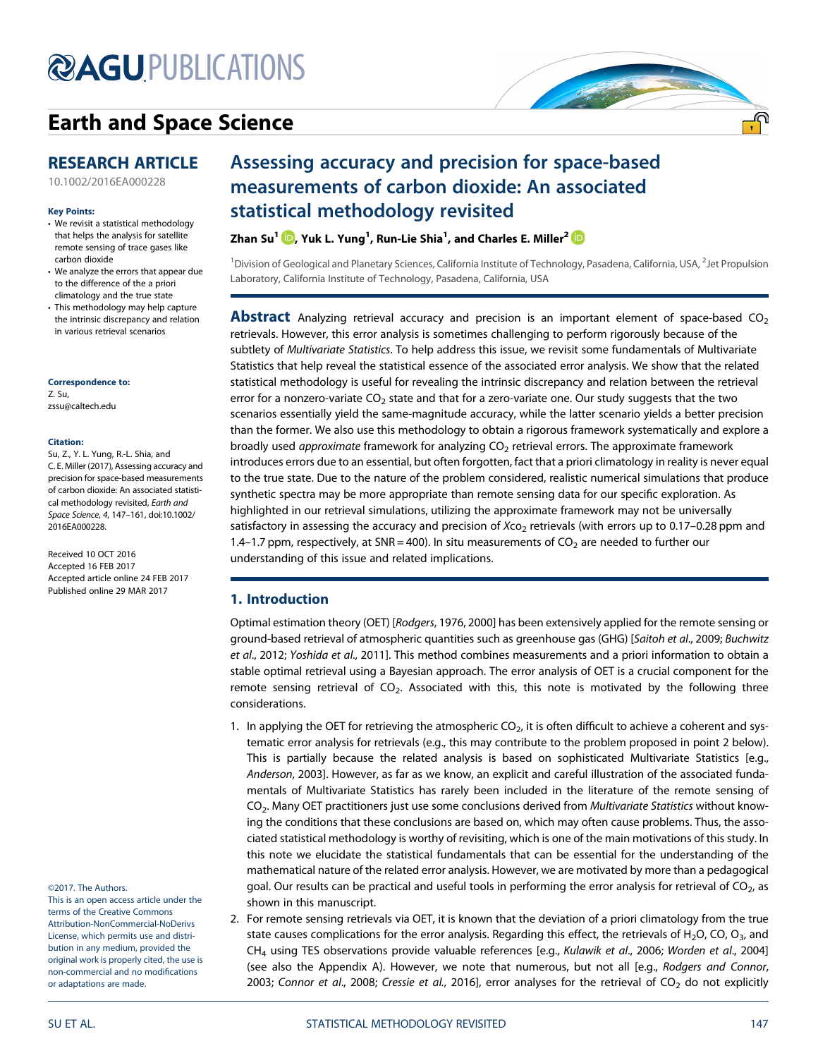# Earth and Space Science

## RESEARCH ARTICLE

10.1002/2016EA000228

**Key Points:**

- We revisit a statistical methodology that helps the analysis for satellite remote sensing of trace gases like carbon dioxide
- We analyze the errors that appear due to the difference of the a priori climatology and the true state
- This methodology may help capture the intrinsic discrepancy and relation in various retrieval scenarios

**Correspondence to:**

Z. Su,
zssu@caltech.edu

**Citation:**

Su, Z., Y. L. Yung, R.-L. Shia, and C. E. Miller (2017), Assessing accuracy and precision for space-based measurements of carbon dioxide: An associated statistical methodology revisited, *Earth and Space Science*, *4*, 147–161, doi:10.1002/2016EA000228.

Received 10 OCT 2016
Accepted 16 FEB 2017
Accepted article online 24 FEB 2017
Published online 29 MAR 2017

©2017. The Authors.
This is an open access article under the terms of the Creative Commons Attribution-NonCommercial-NoDerivs License, which permits use and distribution in any medium, provided the original work is properly cited, the use is non-commercial and no modifications or adaptations are made.

# Assessing accuracy and precision for space-based measurements of carbon dioxide: An associated statistical methodology revisited

**Zhan Su[1], Yuk L. Yung[1], Run-Lie Shia[1], and Charles E. Miller[2]**

[1]Division of Geological and Planetary Sciences, California Institute of Technology, Pasadena, California, USA, [2]Jet Propulsion Laboratory, California Institute of Technology, Pasadena, California, USA

**Abstract** Analyzing retrieval accuracy and precision is an important element of space-based $CO_2$ retrievals. However, this error analysis is sometimes challenging to perform rigorously because of the subtlety of *Multivariate Statistics*. To help address this issue, we revisit some fundamentals of Multivariate Statistics that help reveal the statistical essence of the associated error analysis. We show that the related statistical methodology is useful for revealing the intrinsic discrepancy and relation between the retrieval error for a nonzero-variate $CO_2$ state and that for a zero-variate one. Our study suggests that the two scenarios essentially yield the same-magnitude accuracy, while the latter scenario yields a better precision than the former. We also use this methodology to obtain a rigorous framework systematically and explore a broadly used *approximate* framework for analyzing $CO_2$ retrieval errors. The approximate framework introduces errors due to an essential, but often forgotten, fact that a priori climatology in reality is never equal to the true state. Due to the nature of the problem considered, realistic numerical simulations that produce synthetic spectra may be more appropriate than remote sensing data for our specific exploration. As highlighted in our retrieval simulations, utilizing the approximate framework may not be universally satisfactory in assessing the accuracy and precision of $Xco_2$ retrievals (with errors up to 0.17–0.28 ppm and 1.4–1.7 ppm, respectively, at SNR = 400). In situ measurements of $CO_2$ are needed to further our understanding of this issue and related implications.

## 1. Introduction

Optimal estimation theory (OET) [*Rodgers*, 1976, 2000] has been extensively applied for the remote sensing or ground-based retrieval of atmospheric quantities such as greenhouse gas (GHG) [*Saitoh et al.*, 2009; *Buchwitz et al.*, 2012; *Yoshida et al.*, 2011]. This method combines measurements and a priori information to obtain a stable optimal retrieval using a Bayesian approach. The error analysis of OET is a crucial component for the remote sensing retrieval of $CO_2$. Associated with this, this note is motivated by the following three considerations.

1. In applying the OET for retrieving the atmospheric $CO_2$, it is often difficult to achieve a coherent and systematic error analysis for retrievals (e.g., this may contribute to the problem proposed in point 2 below). This is partially because the related analysis is based on sophisticated Multivariate Statistics [e.g., *Anderson*, 2003]. However, as far as we know, an explicit and careful illustration of the associated fundamentals of Multivariate Statistics has rarely been included in the literature of the remote sensing of $CO_2$. Many OET practitioners just use some conclusions derived from *Multivariate Statistics* without knowing the conditions that these conclusions are based on, which may often cause problems. Thus, the associated statistical methodology is worthy of revisiting, which is one of the main motivations of this study. In this note we elucidate the statistical fundamentals that can be essential for the understanding of the mathematical nature of the related error analysis. However, we are motivated by more than a pedagogical goal. Our results can be practical and useful tools in performing the error analysis for retrieval of $CO_2$, as shown in this manuscript.
2. For remote sensing retrievals via OET, it is known that the deviation of a priori climatology from the true state causes complications for the error analysis. Regarding this effect, the retrievals of $H_2O$, CO, $O_3$, and $CH_4$ using TES observations provide valuable references [e.g., *Kulawik et al.*, 2006; *Worden et al.*, 2004] (see also the Appendix A). However, we note that numerous, but not all [e.g., *Rodgers and Connor*, 2003; *Connor et al.*, 2008; *Cressie et al.*, 2016], error analyses for the retrieval of $CO_2$ do not explicitly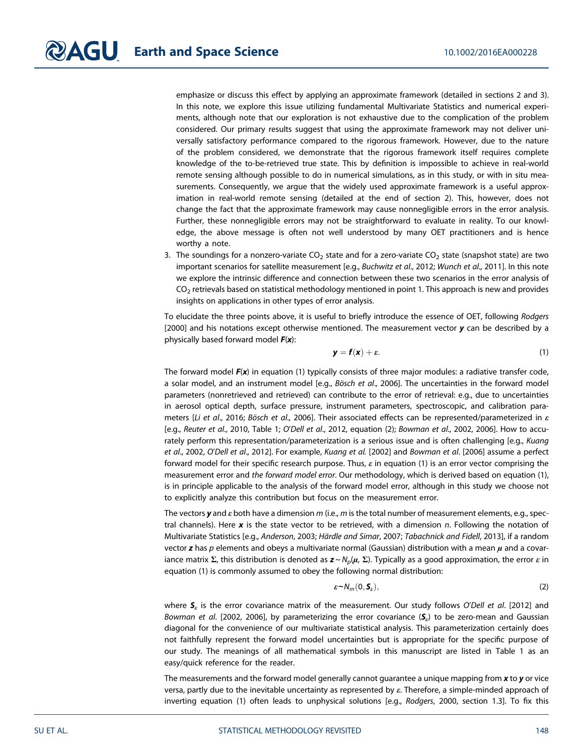emphasize or discuss this effect by applying an approximate framework (detailed in sections 2 and 3). In this note, we explore this issue utilizing fundamental Multivariate Statistics and numerical experiments, although note that our exploration is not exhaustive due to the complication of the problem considered. Our primary results suggest that using the approximate framework may not deliver universally satisfactory performance compared to the rigorous framework. However, due to the nature of the problem considered, we demonstrate that the rigorous framework itself requires complete knowledge of the to-be-retrieved true state. This by definition is impossible to achieve in real-world remote sensing although possible to do in numerical simulations, as in this study, or with in situ measurements. Consequently, we argue that the widely used approximate framework is a useful approximation in real-world remote sensing (detailed at the end of section 2). This, however, does not change the fact that the approximate framework may cause nonnegligible errors in the error analysis. Further, these nonnegligible errors may not be straightforward to evaluate in reality. To our knowledge, the above message is often not well understood by many OET practitioners and is hence worthy a note.

3. The soundings for a nonzero-variate $CO_2$ state and for a zero-variate $CO_2$ state (snapshot state) are two important scenarios for satellite measurement [e.g., *Buchwitz et al*., 2012; *Wunch et al*., 2011]. In this note we explore the intrinsic difference and connection between these two scenarios in the error analysis of $CO_2$ retrievals based on statistical methodology mentioned in point 1. This approach is new and provides insights on applications in other types of error analysis.

To elucidate the three points above, it is useful to briefly introduce the essence of OET, following *Rodgers* [2000] and his notations except otherwise mentioned. The measurement vector $\boldsymbol{y}$ can be described by a physically based forward model $\boldsymbol{F}(\boldsymbol{x})$:

$$\boldsymbol{y} = \boldsymbol{f}(\boldsymbol{x}) + \varepsilon. \tag{1}$$

The forward model $\boldsymbol{F}(\boldsymbol{x})$ in equation (1) typically consists of three major modules: a radiative transfer code, a solar model, and an instrument model [e.g., *Bösch et al*., 2006]. The uncertainties in the forward model parameters (nonretrieved and retrieved) can contribute to the error of retrieval: e.g., due to uncertainties in aerosol optical depth, surface pressure, instrument parameters, spectroscopic, and calibration parameters [*Li et al*., 2016; *Bösch et al*., 2006]. Their associated effects can be represented/parameterized in $\varepsilon$ [e.g., *Reuter et al*., 2010, Table 1; *O'Dell et al*., 2012, equation (2); *Bowman et al*., 2002, 2006]. How to accurately perform this representation/parameterization is a serious issue and is often challenging [e.g., *Kuang et al*., 2002, *O'Dell et al*., 2012]. For example, *Kuang et al.* [2002] and *Bowman et al*. [2006] assume a perfect forward model for their specific research purpose. Thus, $\varepsilon$ in equation (1) is an error vector comprising the measurement error and *the forward model error*. Our methodology, which is derived based on equation (1), is in principle applicable to the analysis of the forward model error, although in this study we choose not to explicitly analyze this contribution but focus on the measurement error.

The vectors $\boldsymbol{y}$ and $\varepsilon$ both have a dimension $m$ (i.e., $m$ is the total number of measurement elements, e.g., spectral channels). Here $\boldsymbol{x}$ is the state vector to be retrieved, with a dimension $n$. Following the notation of Multivariate Statistics [e.g., *Anderson*, 2003; *Härdle and Simar*, 2007; *Tabachnick and Fidell*, 2013], if a random vector $\boldsymbol{z}$ has $p$ elements and obeys a multivariate normal (Gaussian) distribution with a mean $\boldsymbol{\mu}$ and a covariance matrix $\Sigma$, this distribution is denoted as $\boldsymbol{z} \sim N_p(\boldsymbol{\mu}, \Sigma)$. Typically as a good approximation, the error $\varepsilon$ in equation (1) is commonly assumed to obey the following normal distribution:

$$\varepsilon \sim N_m(0, \boldsymbol{S}_\varepsilon), \tag{2}$$

where $\boldsymbol{S}_\varepsilon$ is the error covariance matrix of the measurement. Our study follows *O'Dell et al*. [2012] and *Bowman et al*. [2002, 2006], by parameterizing the error covariance ($\boldsymbol{S}_\varepsilon$) to be zero-mean and Gaussian diagonal for the convenience of our multivariate statistical analysis. This parameterization certainly does not faithfully represent the forward model uncertainties but is appropriate for the specific purpose of our study. The meanings of all mathematical symbols in this manuscript are listed in Table 1 as an easy/quick reference for the reader.

The measurements and the forward model generally cannot guarantee a unique mapping from $\boldsymbol{x}$ to $\boldsymbol{y}$ or vice versa, partly due to the inevitable uncertainty as represented by $\varepsilon$. Therefore, a simple-minded approach of inverting equation (1) often leads to unphysical solutions [e.g., *Rodgers*, 2000, section 1.3]. To fix this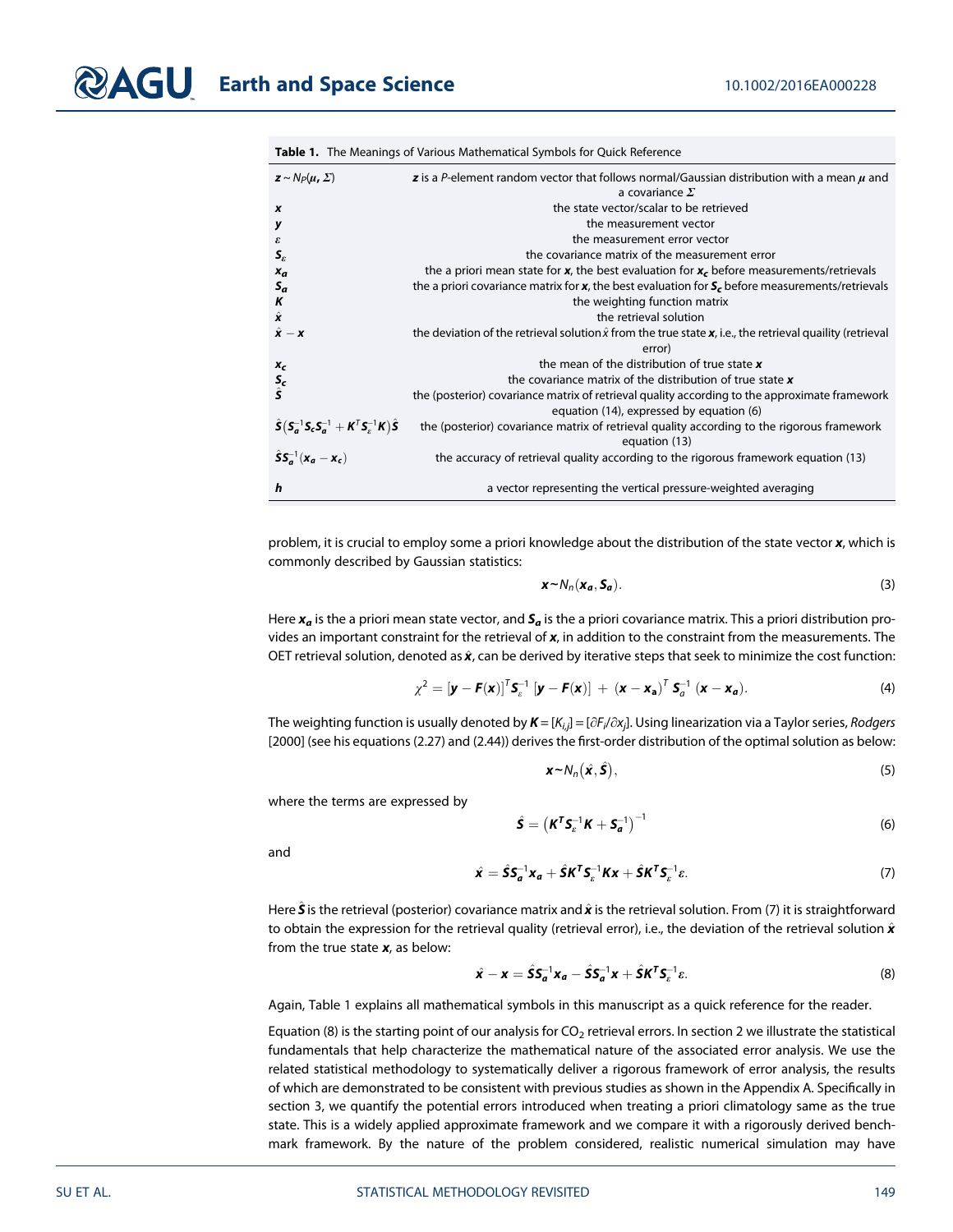**Table 1.** The Meanings of Various Mathematical Symbols for Quick Reference

| Symbol | Meaning |
|---|---|
| $\boldsymbol{z} \sim N_P(\boldsymbol{\mu}, \boldsymbol{\Sigma})$ | $\boldsymbol{z}$ is a $P$-element random vector that follows normal/Gaussian distribution with a mean $\boldsymbol{\mu}$ and a covariance $\boldsymbol{\Sigma}$ |
| $\boldsymbol{x}$ | the state vector/scalar to be retrieved |
| $\boldsymbol{y}$ | the measurement vector |
| $\varepsilon$ | the measurement error vector |
| $\boldsymbol{S}_\varepsilon$ | the covariance matrix of the measurement error |
| $\boldsymbol{x_a}$ | the a priori mean state for $\boldsymbol{x}$, the best evaluation for $\boldsymbol{x_c}$ before measurements/retrievals |
| $\boldsymbol{S_a}$ | the a priori covariance matrix for $\boldsymbol{x}$, the best evaluation for $\boldsymbol{S_c}$ before measurements/retrievals |
| $\boldsymbol{K}$ | the weighting function matrix |
| $\hat{\boldsymbol{x}}$ | the retrieval solution |
| $\hat{\boldsymbol{x}} - \boldsymbol{x}$ | the deviation of the retrieval solution $\hat{x}$ from the true state $\boldsymbol{x}$, i.e., the retrieval quaility (retrieval error) |
| $\boldsymbol{x_c}$ | the mean of the distribution of true state $\boldsymbol{x}$ |
| $\boldsymbol{S_c}$ | the covariance matrix of the distribution of true state $\boldsymbol{x}$ |
| $\hat{\boldsymbol{S}}$ | the (posterior) covariance matrix of retrieval quality according to the approximate framework equation (14), expressed by equation (6) |
| $\hat{\boldsymbol{S}}\left(\boldsymbol{S_a}^{-1}\boldsymbol{S_c}\boldsymbol{S_a}^{-1} + \boldsymbol{K}^T\boldsymbol{S}_\varepsilon^{-1}\boldsymbol{K}\right)\hat{\boldsymbol{S}}$ | the (posterior) covariance matrix of retrieval quality according to the rigorous framework equation (13) |
| $\hat{\boldsymbol{S}}\boldsymbol{S_a}^{-1}(\boldsymbol{x_a} - \boldsymbol{x_c})$ | the accuracy of retrieval quality according to the rigorous framework equation (13) |
| $\boldsymbol{h}$ | a vector representing the vertical pressure-weighted averaging |

problem, it is crucial to employ some a priori knowledge about the distribution of the state vector $\boldsymbol{x}$, which is commonly described by Gaussian statistics:

$$\boldsymbol{x} \sim N_n(\boldsymbol{x_a}, \boldsymbol{S_a}). \tag{3}$$

Here $\boldsymbol{x_a}$ is the a priori mean state vector, and $\boldsymbol{S_a}$ is the a priori covariance matrix. This a priori distribution provides an important constraint for the retrieval of $\boldsymbol{x}$, in addition to the constraint from the measurements. The OET retrieval solution, denoted as $\hat{\boldsymbol{x}}$, can be derived by iterative steps that seek to minimize the cost function:

$$\chi^2 = [\boldsymbol{y} - \boldsymbol{F}(\boldsymbol{x})]^T \boldsymbol{S}_\varepsilon^{-1} [\boldsymbol{y} - \boldsymbol{F}(\boldsymbol{x})] + (\boldsymbol{x} - \boldsymbol{x_a})^T \boldsymbol{S}_a^{-1} (\boldsymbol{x} - \boldsymbol{x_a}). \tag{4}$$

The weighting function is usually denoted by $\boldsymbol{K} = [K_{i,j}] = [\partial F_i/\partial x_j]$. Using linearization via a Taylor series, *Rodgers* [2000] (see his equations (2.27) and (2.44)) derives the first-order distribution of the optimal solution as below:

$$\boldsymbol{x} \sim N_n\left(\hat{\boldsymbol{x}}, \hat{\boldsymbol{S}}\right), \tag{5}$$

where the terms are expressed by

$$\hat{\boldsymbol{S}} = \left(\boldsymbol{K}^T\boldsymbol{S}_\varepsilon^{-1}\boldsymbol{K} + \boldsymbol{S_a}^{-1}\right)^{-1} \tag{6}$$

and

$$\hat{\boldsymbol{x}} = \hat{\boldsymbol{S}}\boldsymbol{S_a}^{-1}\boldsymbol{x_a} + \hat{\boldsymbol{S}}\boldsymbol{K}^T\boldsymbol{S}_\varepsilon^{-1}\boldsymbol{K}\boldsymbol{x} + \hat{\boldsymbol{S}}\boldsymbol{K}^T\boldsymbol{S}_\varepsilon^{-1}\varepsilon. \tag{7}$$

Here $\hat{\boldsymbol{S}}$ is the retrieval (posterior) covariance matrix and $\hat{\boldsymbol{x}}$ is the retrieval solution. From (7) it is straightforward to obtain the expression for the retrieval quality (retrieval error), i.e., the deviation of the retrieval solution $\hat{\boldsymbol{x}}$ from the true state $\boldsymbol{x}$, as below:

$$\hat{\boldsymbol{x}} - \boldsymbol{x} = \hat{\boldsymbol{S}}\boldsymbol{S_a}^{-1}\boldsymbol{x_a} - \hat{\boldsymbol{S}}\boldsymbol{S_a}^{-1}\boldsymbol{x} + \hat{\boldsymbol{S}}\boldsymbol{K}^T\boldsymbol{S}_\varepsilon^{-1}\varepsilon. \tag{8}$$

Again, Table 1 explains all mathematical symbols in this manuscript as a quick reference for the reader.

Equation (8) is the starting point of our analysis for $CO_2$ retrieval errors. In section 2 we illustrate the statistical fundamentals that help characterize the mathematical nature of the associated error analysis. We use the related statistical methodology to systematically deliver a rigorous framework of error analysis, the results of which are demonstrated to be consistent with previous studies as shown in the Appendix A. Specifically in section 3, we quantify the potential errors introduced when treating a priori climatology same as the true state. This is a widely applied approximate framework and we compare it with a rigorously derived benchmark framework. By the nature of the problem considered, realistic numerical simulation may have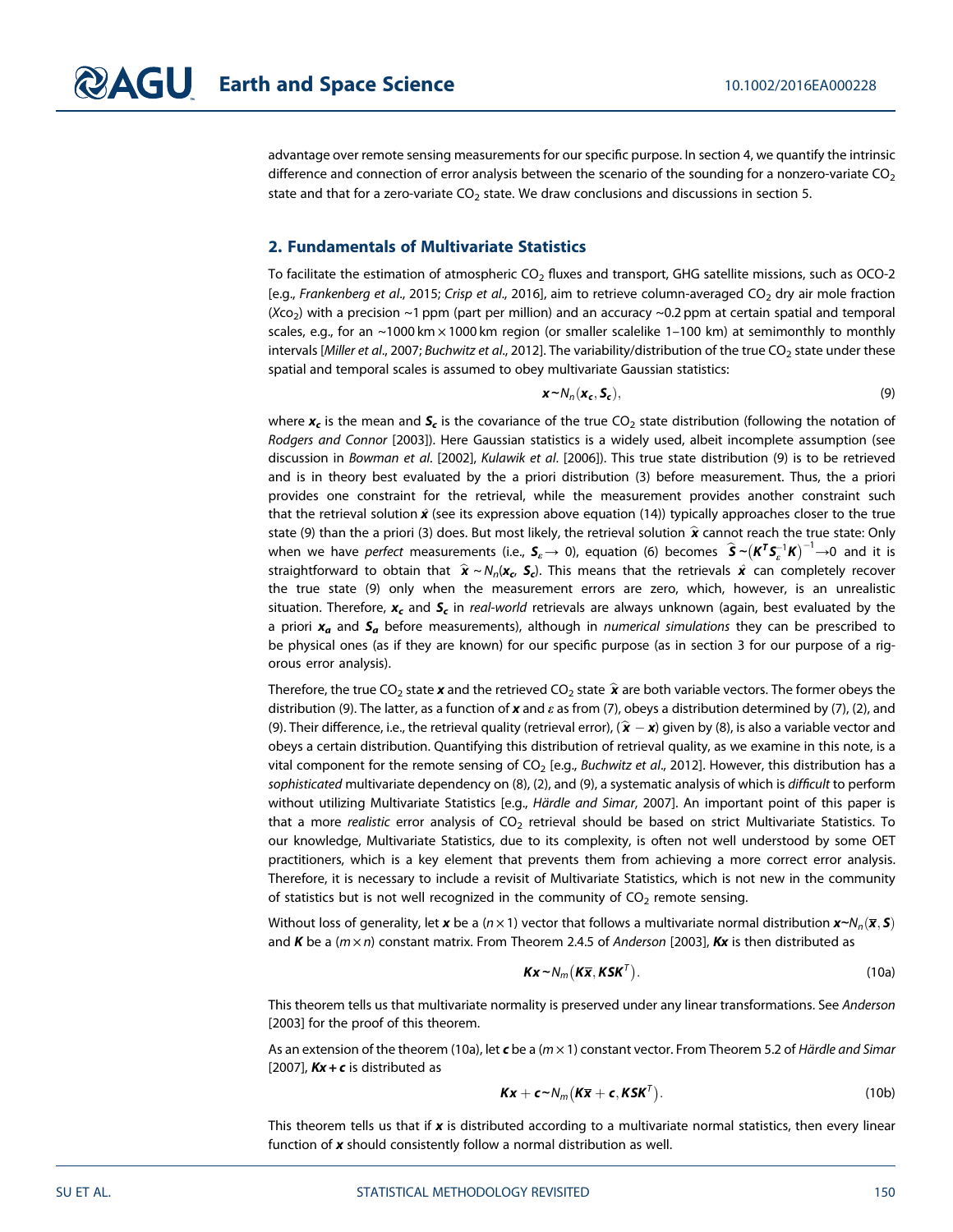advantage over remote sensing measurements for our specific purpose. In section 4, we quantify the intrinsic difference and connection of error analysis between the scenario of the sounding for a nonzero-variate $CO_2$ state and that for a zero-variate $CO_2$ state. We draw conclusions and discussions in section 5.

## 2. Fundamentals of Multivariate Statistics

To facilitate the estimation of atmospheric $CO_2$ fluxes and transport, GHG satellite missions, such as OCO-2 [e.g., *Frankenberg et al.*, 2015; *Crisp et al.*, 2016], aim to retrieve column-averaged $CO_2$ dry air mole fraction ($Xco_2$) with a precision ~1 ppm (part per million) and an accuracy ~0.2 ppm at certain spatial and temporal scales, e.g., for an ~1000 km × 1000 km region (or smaller scalelike 1–100 km) at semimonthly to monthly intervals [*Miller et al.*, 2007; *Buchwitz et al.*, 2012]. The variability/distribution of the true $CO_2$ state under these spatial and temporal scales is assumed to obey multivariate Gaussian statistics:

$$\boldsymbol{x} \sim N_n(\boldsymbol{x_c}, \boldsymbol{S_c}), \tag{9}$$

where $\boldsymbol{x_c}$ is the mean and $\boldsymbol{S_c}$ is the covariance of the true $CO_2$ state distribution (following the notation of *Rodgers and Connor* [2003]). Here Gaussian statistics is a widely used, albeit incomplete assumption (see discussion in *Bowman et al.* [2002], *Kulawik et al.* [2006]). This true state distribution (9) is to be retrieved and is in theory best evaluated by the a priori distribution (3) before measurement. Thus, the a priori provides one constraint for the retrieval, while the measurement provides another constraint such that the retrieval solution $\hat{\boldsymbol{x}}$ (see its expression above equation (14)) typically approaches closer to the true state (9) than the a priori (3) does. But most likely, the retrieval solution $\hat{\boldsymbol{x}}$ cannot reach the true state: Only when we have *perfect* measurements (i.e., $\boldsymbol{S}_\varepsilon \rightarrow 0$), equation (6) becomes $\hat{\boldsymbol{S}} \sim \left(\boldsymbol{K}^T\boldsymbol{S}_\varepsilon^{-1}\boldsymbol{K}\right)^{-1} \rightarrow 0$ and it is straightforward to obtain that $\hat{\boldsymbol{x}} \sim N_n(\boldsymbol{x_c}, \boldsymbol{S_c})$. This means that the retrievals $\hat{\boldsymbol{x}}$ can completely recover the true state (9) only when the measurement errors are zero, which, however, is an unrealistic situation. Therefore, $\boldsymbol{x_c}$ and $\boldsymbol{S_c}$ in *real-world* retrievals are always unknown (again, best evaluated by the a priori $\boldsymbol{x_a}$ and $\boldsymbol{S_a}$ before measurements), although in *numerical simulations* they can be prescribed to be physical ones (as if they are known) for our specific purpose (as in section 3 for our purpose of a rigorous error analysis).

Therefore, the true $CO_2$ state $\boldsymbol{x}$ and the retrieved $CO_2$ state $\hat{\boldsymbol{x}}$ are both variable vectors. The former obeys the distribution (9). The latter, as a function of $\boldsymbol{x}$ and $\varepsilon$ as from (7), obeys a distribution determined by (7), (2), and (9). Their difference, i.e., the retrieval quality (retrieval error), $(\hat{\boldsymbol{x}} - \boldsymbol{x})$ given by (8), is also a variable vector and obeys a certain distribution. Quantifying this distribution of retrieval quality, as we examine in this note, is a vital component for the remote sensing of $CO_2$ [e.g., *Buchwitz et al.*, 2012]. However, this distribution has a *sophisticated* multivariate dependency on (8), (2), and (9), a systematic analysis of which is *difficult* to perform without utilizing Multivariate Statistics [e.g., *Härdle and Simar*, 2007]. An important point of this paper is that a more *realistic* error analysis of $CO_2$ retrieval should be based on strict Multivariate Statistics. To our knowledge, Multivariate Statistics, due to its complexity, is often not well understood by some OET practitioners, which is a key element that prevents them from achieving a more correct error analysis. Therefore, it is necessary to include a revisit of Multivariate Statistics, which is not new in the community of statistics but is not well recognized in the community of $CO_2$ remote sensing.

Without loss of generality, let $\boldsymbol{x}$ be a $(n \times 1)$ vector that follows a multivariate normal distribution $\boldsymbol{x} \sim N_n(\bar{\boldsymbol{x}}, \boldsymbol{S})$ and $\boldsymbol{K}$ be a $(m \times n)$ constant matrix. From Theorem 2.4.5 of *Anderson* [2003], $\boldsymbol{Kx}$ is then distributed as

$$\boldsymbol{Kx} \sim N_m\left(\boldsymbol{K}\bar{\boldsymbol{x}}, \boldsymbol{KSK}^T\right). \tag{10a}$$

This theorem tells us that multivariate normality is preserved under any linear transformations. See *Anderson* [2003] for the proof of this theorem.

As an extension of the theorem (10a), let $\boldsymbol{c}$ be a $(m \times 1)$ constant vector. From Theorem 5.2 of *Härdle and Simar* [2007], $\boldsymbol{Kx} + \boldsymbol{c}$ is distributed as

$$\boldsymbol{Kx} + \boldsymbol{c} \sim N_m\left(\boldsymbol{K}\bar{\boldsymbol{x}} + \boldsymbol{c}, \boldsymbol{KSK}^T\right). \tag{10b}$$

This theorem tells us that if $\boldsymbol{x}$ is distributed according to a multivariate normal statistics, then every linear function of $\boldsymbol{x}$ should consistently follow a normal distribution as well.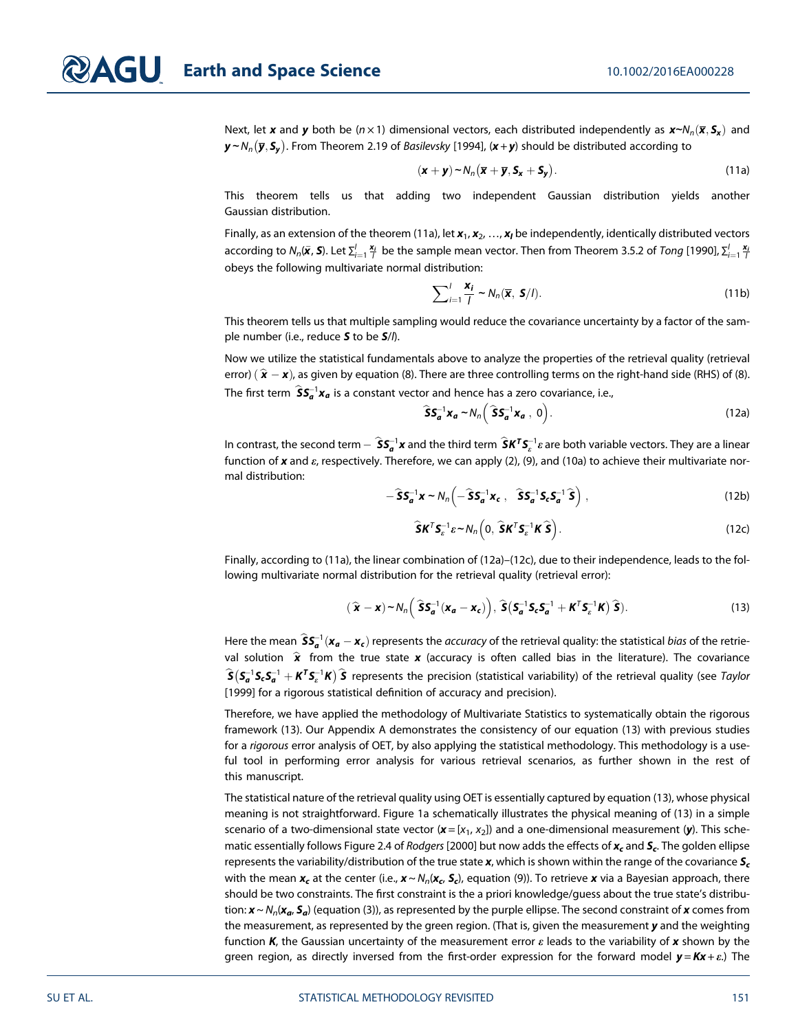Next, let $\boldsymbol{x}$ and $\boldsymbol{y}$ both be $(n \times 1)$ dimensional vectors, each distributed independently as $\boldsymbol{x} \sim N_n(\overline{\boldsymbol{x}}, \boldsymbol{S_x})$ and $\boldsymbol{y} \sim N_n(\overline{\boldsymbol{y}}, \boldsymbol{S_y})$. From Theorem 2.19 of *Basilevsky* [1994], $(\boldsymbol{x}+\boldsymbol{y})$ should be distributed according to

$$(\boldsymbol{x}+\boldsymbol{y}) \sim N_n(\overline{\boldsymbol{x}}+\overline{\boldsymbol{y}}, \boldsymbol{S_x}+\boldsymbol{S_y}). \tag{11a}$$

This theorem tells us that adding two independent Gaussian distribution yields another Gaussian distribution.

Finally, as an extension of the theorem (11a), let $\boldsymbol{x_1}, \boldsymbol{x_2}, \ldots, \boldsymbol{x_l}$ be independently, identically distributed vectors according to $N_n(\overline{\boldsymbol{x}}, \boldsymbol{S})$. Let $\sum_{i=1}^{l} \frac{\boldsymbol{x_i}}{l}$ be the sample mean vector. Then from Theorem 3.5.2 of *Tong* [1990], $\sum_{i=1}^{l} \frac{\boldsymbol{x_i}}{l}$ obeys the following multivariate normal distribution:

$$\sum_{i=1}^{l} \frac{\boldsymbol{x_i}}{l} \sim N_n(\overline{\boldsymbol{x}}, \boldsymbol{S}/l). \tag{11b}$$

This theorem tells us that multiple sampling would reduce the covariance uncertainty by a factor of the sample number (i.e., reduce $\boldsymbol{S}$ to be $\boldsymbol{S}/l$).

Now we utilize the statistical fundamentals above to analyze the properties of the retrieval quality (retrieval error) $(\widehat{\boldsymbol{x}} - \boldsymbol{x})$, as given by equation (8). There are three controlling terms on the right-hand side (RHS) of (8). The first term $\widehat{\boldsymbol{S}}\boldsymbol{S_a}^{-1}\boldsymbol{x_a}$ is a constant vector and hence has a zero covariance, i.e.,

$$\widehat{\boldsymbol{S}}\boldsymbol{S_a}^{-1}\boldsymbol{x_a} \sim N_n\left(\widehat{\boldsymbol{S}}\boldsymbol{S_a}^{-1}\boldsymbol{x_a},\ 0\right). \tag{12a}$$

In contrast, the second term $-\widehat{\boldsymbol{S}}\boldsymbol{S_a}^{-1}\boldsymbol{x}$ and the third term $\widehat{\boldsymbol{S}}\boldsymbol{K^T}\boldsymbol{S_\varepsilon}^{-1}\varepsilon$ are both variable vectors. They are a linear function of $\boldsymbol{x}$ and $\varepsilon$, respectively. Therefore, we can apply (2), (9), and (10a) to achieve their multivariate normal distribution:

$$-\widehat{\boldsymbol{S}}\boldsymbol{S_a}^{-1}\boldsymbol{x} \sim N_n\left(-\widehat{\boldsymbol{S}}\boldsymbol{S_a}^{-1}\boldsymbol{x_c},\ \ \widehat{\boldsymbol{S}}\boldsymbol{S_a}^{-1}\boldsymbol{S_c}\boldsymbol{S_a}^{-1}\widehat{\boldsymbol{S}}\right), \tag{12b}$$

$$\widehat{\boldsymbol{S}}\boldsymbol{K}^T\boldsymbol{S}_\varepsilon^{-1}\varepsilon \sim N_n\left(0,\ \widehat{\boldsymbol{S}}\boldsymbol{K}^T\boldsymbol{S}_\varepsilon^{-1}\boldsymbol{K}\widehat{\boldsymbol{S}}\right). \tag{12c}$$

Finally, according to (11a), the linear combination of (12a)–(12c), due to their independence, leads to the following multivariate normal distribution for the retrieval quality (retrieval error):

$$(\widehat{\boldsymbol{x}} - \boldsymbol{x}) \sim N_n\left(\widehat{\boldsymbol{S}}\boldsymbol{S_a}^{-1}(\boldsymbol{x_a} - \boldsymbol{x_c})\right),\ \widehat{\boldsymbol{S}}\left(\boldsymbol{S_a}^{-1}\boldsymbol{S_c}\boldsymbol{S_a}^{-1} + \boldsymbol{K^T}\boldsymbol{S}_\varepsilon^{-1}\boldsymbol{K}\right)\widehat{\boldsymbol{S}}). \tag{13}$$

Here the mean $\widehat{\boldsymbol{S}}\boldsymbol{S_a}^{-1}(\boldsymbol{x_a} - \boldsymbol{x_c})$ represents the *accuracy* of the retrieval quality: the statistical *bias* of the retrieval solution $\widehat{\boldsymbol{x}}$ from the true state $\boldsymbol{x}$ (accuracy is often called bias in the literature). The covariance $\widehat{\boldsymbol{S}}\left(\boldsymbol{S_a}^{-1}\boldsymbol{S_c}\boldsymbol{S_a}^{-1} + \boldsymbol{K^T}\boldsymbol{S}_\varepsilon^{-1}\boldsymbol{K}\right)\widehat{\boldsymbol{S}}$ represents the precision (statistical variability) of the retrieval quality (see *Taylor* [1999] for a rigorous statistical definition of accuracy and precision).

Therefore, we have applied the methodology of Multivariate Statistics to systematically obtain the rigorous framework (13). Our Appendix A demonstrates the consistency of our equation (13) with previous studies for a *rigorous* error analysis of OET, by also applying the statistical methodology. This methodology is a useful tool in performing error analysis for various retrieval scenarios, as further shown in the rest of this manuscript.

The statistical nature of the retrieval quality using OET is essentially captured by equation (13), whose physical meaning is not straightforward. Figure 1a schematically illustrates the physical meaning of (13) in a simple scenario of a two-dimensional state vector ($\boldsymbol{x} = [x_1, x_2]$) and a one-dimensional measurement ($\boldsymbol{y}$). This schematic essentially follows Figure 2.4 of *Rodgers* [2000] but now adds the effects of $\boldsymbol{x_c}$ and $\boldsymbol{S_c}$. The golden ellipse represents the variability/distribution of the true state $\boldsymbol{x}$, which is shown within the range of the covariance $\boldsymbol{S_c}$ with the mean $\boldsymbol{x_c}$ at the center (i.e., $\boldsymbol{x} \sim N_n(\boldsymbol{x_c}, \boldsymbol{S_c})$, equation (9)). To retrieve $\boldsymbol{x}$ via a Bayesian approach, there should be two constraints. The first constraint is the a priori knowledge/guess about the true state's distribution: $\boldsymbol{x} \sim N_n(\boldsymbol{x_a}, \boldsymbol{S_a})$ (equation (3)), as represented by the purple ellipse. The second constraint of $\boldsymbol{x}$ comes from the measurement, as represented by the green region. (That is, given the measurement $\boldsymbol{y}$ and the weighting function $\boldsymbol{K}$, the Gaussian uncertainty of the measurement error $\varepsilon$ leads to the variability of $\boldsymbol{x}$ shown by the green region, as directly inversed from the first-order expression for the forward model $\boldsymbol{y} = \boldsymbol{K}\boldsymbol{x} + \varepsilon$.) The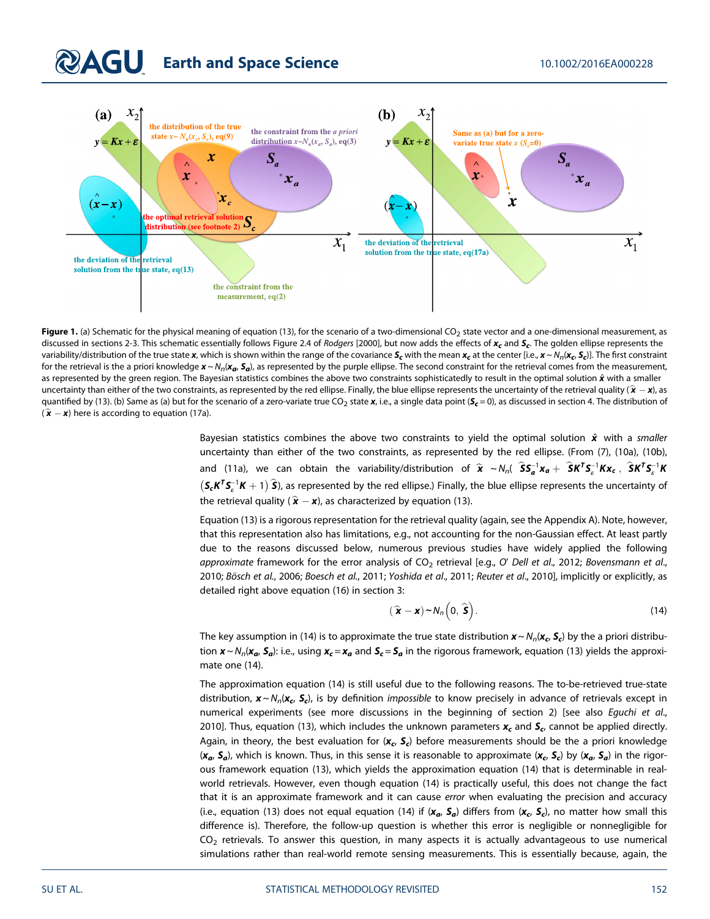**Figure 1.** (a) Schematic for the physical meaning of equation (13), for the scenario of a two-dimensional $CO_2$ state vector and a one-dimensional measurement, as discussed in sections 2-3. This schematic essentially follows Figure 2.4 of *Rodgers* [2000], but now adds the effects of $\boldsymbol{x_c}$ and $\boldsymbol{S_c}$. The golden ellipse represents the variability/distribution of the true state $\boldsymbol{x}$, which is shown within the range of the covariance $\boldsymbol{S_c}$ with the mean $\boldsymbol{x_c}$ at the center [i.e., $\boldsymbol{x} \sim N_n(\boldsymbol{x_c}, \boldsymbol{S_c})$]. The first constraint for the retrieval is the a priori knowledge $\boldsymbol{x} \sim N_n(\boldsymbol{x_a}, \boldsymbol{S_a})$, as represented by the purple ellipse. The second constraint for the retrieval comes from the measurement, as represented by the green region. The Bayesian statistics combines the above two constraints sophisticatedly to result in the optimal solution $\hat{\boldsymbol{x}}$ with a smaller uncertainty than either of the two constraints, as represented by the red ellipse. Finally, the blue ellipse represents the uncertainty of the retrieval quality $(\hat{\boldsymbol{x}} - \boldsymbol{x})$, as quantified by (13). (b) Same as (a) but for the scenario of a zero-variate true $CO_2$ state $\boldsymbol{x}$, i.e., a single data point ($\boldsymbol{S_c} = 0$), as discussed in section 4. The distribution of $(\hat{\boldsymbol{x}} - \boldsymbol{x})$ here is according to equation (17a).

Bayesian statistics combines the above two constraints to yield the optimal solution $\hat{\boldsymbol{x}}$ with a *smaller* uncertainty than either of the two constraints, as represented by the red ellipse. (From (7), (10a), (10b), and (11a), we can obtain the variability/distribution of $\hat{\boldsymbol{x}} \sim N_n\left(\hat{\boldsymbol{S}}\boldsymbol{S_a}^{-1}\boldsymbol{x_a} + \hat{\boldsymbol{S}}\boldsymbol{K^T}\boldsymbol{S_\varepsilon}^{-1}\boldsymbol{K}\boldsymbol{x_c},\ \hat{\boldsymbol{S}}\boldsymbol{K^T}\boldsymbol{S_\varepsilon}^{-1}\boldsymbol{K}\left(\boldsymbol{S_c}\boldsymbol{K^T}\boldsymbol{S_\varepsilon}^{-1}\boldsymbol{K} + 1\right)\hat{\boldsymbol{S}}\right)$, as represented by the red ellipse.) Finally, the blue ellipse represents the uncertainty of the retrieval quality $(\hat{\boldsymbol{x}} - \boldsymbol{x})$, as characterized by equation (13).

Equation (13) is a rigorous representation for the retrieval quality (again, see the Appendix A). Note, however, that this representation also has limitations, e.g., not accounting for the non-Gaussian effect. At least partly due to the reasons discussed below, numerous previous studies have widely applied the following *approximate* framework for the error analysis of $CO_2$ retrieval [e.g., *O' Dell et al.*, 2012; *Bovensmann et al.*, 2010; *Bösch et al.*, 2006; *Boesch et al.*, 2011; *Yoshida et al.*, 2011; *Reuter et al.*, 2010], implicitly or explicitly, as detailed right above equation (16) in section 3:

$$(\hat{\boldsymbol{x}} - \boldsymbol{x}) \sim N_n\left(0, \hat{\boldsymbol{S}}\right). \tag{14}$$

The key assumption in (14) is to approximate the true state distribution $\boldsymbol{x} \sim N_n(\boldsymbol{x_c}, \boldsymbol{S_c})$ by the a priori distribution $\boldsymbol{x} \sim N_n(\boldsymbol{x_a}, \boldsymbol{S_a})$: i.e., using $\boldsymbol{x_c} = \boldsymbol{x_a}$ and $\boldsymbol{S_c} = \boldsymbol{S_a}$ in the rigorous framework, equation (13) yields the approximate one (14).

The approximation equation (14) is still useful due to the following reasons. The to-be-retrieved true-state distribution, $\boldsymbol{x} \sim N_n(\boldsymbol{x_c}, \boldsymbol{S_c})$, is by definition *impossible* to know precisely in advance of retrievals except in numerical experiments (see more discussions in the beginning of section 2) [see also *Eguchi et al.*, 2010]. Thus, equation (13), which includes the unknown parameters $\boldsymbol{x_c}$ and $\boldsymbol{S_c}$, cannot be applied directly. Again, in theory, the best evaluation for $(\boldsymbol{x_c}, \boldsymbol{S_c})$ before measurements should be the a priori knowledge $(\boldsymbol{x_a}, \boldsymbol{S_a})$, which is known. Thus, in this sense it is reasonable to approximate $(\boldsymbol{x_c}, \boldsymbol{S_c})$ by $(\boldsymbol{x_a}, \boldsymbol{S_a})$ in the rigorous framework equation (13), which yields the approximation equation (14) that is determinable in real-world retrievals. However, even though equation (14) is practically useful, this does not change the fact that it is an approximate framework and it can cause *error* when evaluating the precision and accuracy (i.e., equation (13) does not equal equation (14) if $(\boldsymbol{x_a}, \boldsymbol{S_a})$ differs from $(\boldsymbol{x_c}, \boldsymbol{S_c})$, no matter how small this difference is). Therefore, the follow-up question is whether this error is negligible or nonnegligible for $CO_2$ retrievals. To answer this question, in many aspects it is actually advantageous to use numerical simulations rather than real-world remote sensing measurements. This is essentially because, again, the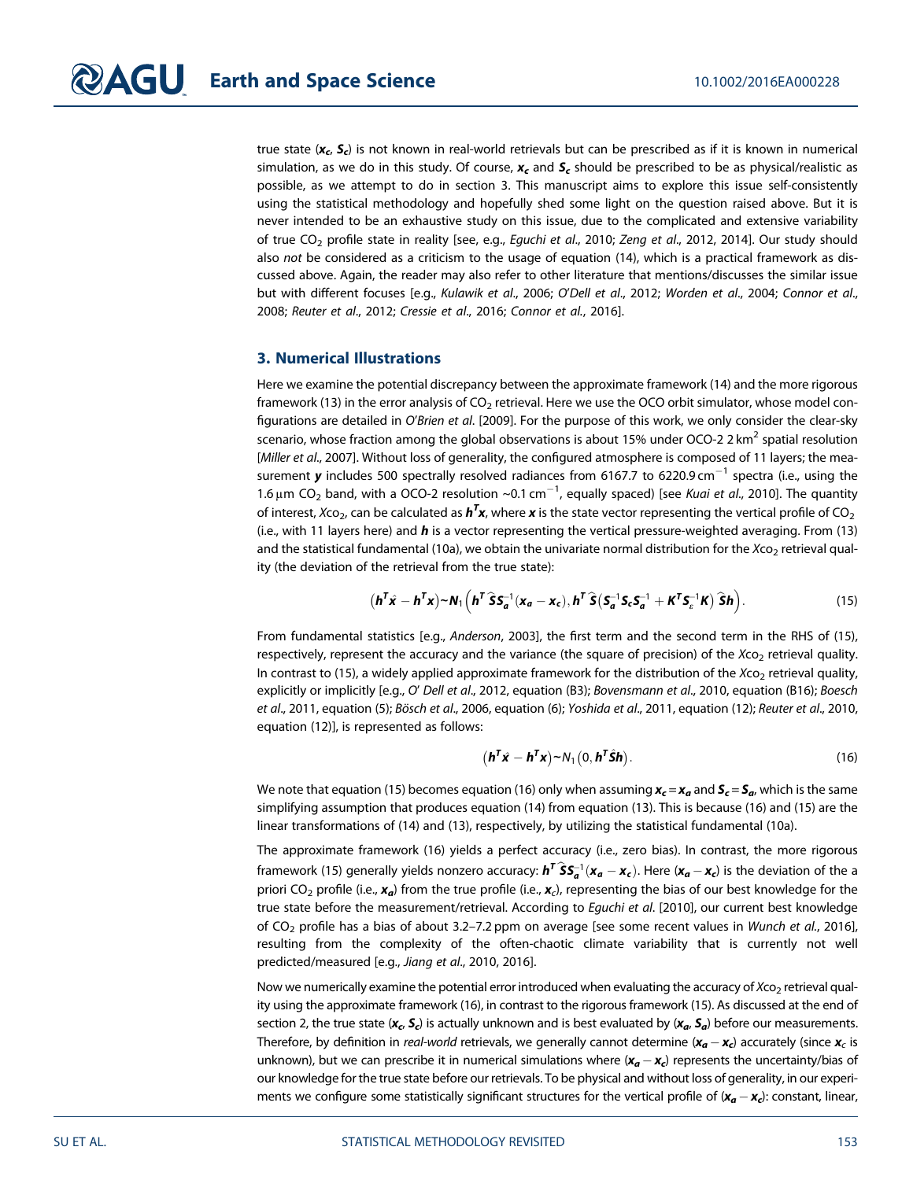true state ($\boldsymbol{x_c}$, $\boldsymbol{S_c}$) is not known in real-world retrievals but can be prescribed as if it is known in numerical simulation, as we do in this study. Of course, $\boldsymbol{x_c}$ and $\boldsymbol{S_c}$ should be prescribed to be as physical/realistic as possible, as we attempt to do in section 3. This manuscript aims to explore this issue self-consistently using the statistical methodology and hopefully shed some light on the question raised above. But it is never intended to be an exhaustive study on this issue, due to the complicated and extensive variability of true $CO_2$ profile state in reality [see, e.g., *Eguchi et al.*, 2010; *Zeng et al.*, 2012, 2014]. Our study should also *not* be considered as a criticism to the usage of equation (14), which is a practical framework as discussed above. Again, the reader may also refer to other literature that mentions/discusses the similar issue but with different focuses [e.g., *Kulawik et al.*, 2006; *O'Dell et al.*, 2012; *Worden et al.*, 2004; *Connor et al.*, 2008; *Reuter et al.*, 2012; *Cressie et al.*, 2016; *Connor et al.*, 2016].

## 3. Numerical Illustrations

Here we examine the potential discrepancy between the approximate framework (14) and the more rigorous framework (13) in the error analysis of $CO_2$ retrieval. Here we use the OCO orbit simulator, whose model configurations are detailed in *O'Brien et al.* [2009]. For the purpose of this work, we only consider the clear-sky scenario, whose fraction among the global observations is about 15% under OCO-2 2 km$^2$ spatial resolution [*Miller et al.*, 2007]. Without loss of generality, the configured atmosphere is composed of 11 layers; the measurement $\boldsymbol{y}$ includes 500 spectrally resolved radiances from 6167.7 to 6220.9 cm$^{-1}$ spectra (i.e., using the 1.6 μm $CO_2$ band, with a OCO-2 resolution ~0.1 cm$^{-1}$, equally spaced) [see *Kuai et al.*, 2010]. The quantity of interest, $X\text{co}_2$, can be calculated as $\boldsymbol{h^T x}$, where $\boldsymbol{x}$ is the state vector representing the vertical profile of $CO_2$ (i.e., with 11 layers here) and $\boldsymbol{h}$ is a vector representing the vertical pressure-weighted averaging. From (13) and the statistical fundamental (10a), we obtain the univariate normal distribution for the $X\text{co}_2$ retrieval quality (the deviation of the retrieval from the true state):

$$\left(\boldsymbol{h}^T\hat{\boldsymbol{x}} - \boldsymbol{h}^T\boldsymbol{x}\right) \sim \boldsymbol{N}_1\left(\boldsymbol{h}^T\hat{\boldsymbol{S}}\boldsymbol{S}_a^{-1}(\boldsymbol{x}_a - \boldsymbol{x}_c), \boldsymbol{h}^T\hat{\boldsymbol{S}}\left(\boldsymbol{S}_a^{-1}\boldsymbol{S}_c\boldsymbol{S}_a^{-1} + \boldsymbol{K}^T\boldsymbol{S}_\varepsilon^{-1}\boldsymbol{K}\right)\hat{\boldsymbol{S}}\boldsymbol{h}\right). \tag{15}$$

From fundamental statistics [e.g., *Anderson*, 2003], the first term and the second term in the RHS of (15), respectively, represent the accuracy and the variance (the square of precision) of the $X\text{co}_2$ retrieval quality. In contrast to (15), a widely applied approximate framework for the distribution of the $X\text{co}_2$ retrieval quality, explicitly or implicitly [e.g., *O' Dell et al.*, 2012, equation (B3); *Bovensmann et al.*, 2010, equation (B16); *Boesch et al.*, 2011, equation (5); *Bösch et al.*, 2006, equation (6); *Yoshida et al.*, 2011, equation (12); *Reuter et al.*, 2010, equation (12)], is represented as follows:

$$\left(\boldsymbol{h}^T\hat{\boldsymbol{x}} - \boldsymbol{h}^T\boldsymbol{x}\right) \sim N_1\left(0, \boldsymbol{h}^T\hat{\boldsymbol{S}}\boldsymbol{h}\right). \tag{16}$$

We note that equation (15) becomes equation (16) only when assuming $\boldsymbol{x_c} = \boldsymbol{x_a}$ and $\boldsymbol{S_c} = \boldsymbol{S_a}$, which is the same simplifying assumption that produces equation (14) from equation (13). This is because (16) and (15) are the linear transformations of (14) and (13), respectively, by utilizing the statistical fundamental (10a).

The approximate framework (16) yields a perfect accuracy (i.e., zero bias). In contrast, the more rigorous framework (15) generally yields nonzero accuracy: $\boldsymbol{h}^T\hat{\boldsymbol{S}}\boldsymbol{S}_a^{-1}(\boldsymbol{x}_a - \boldsymbol{x}_c)$. Here $(\boldsymbol{x_a} - \boldsymbol{x_c})$ is the deviation of the a priori $CO_2$ profile (i.e., $\boldsymbol{x_a}$) from the true profile (i.e., $\boldsymbol{x_c}$), representing the bias of our best knowledge for the true state before the measurement/retrieval. According to *Eguchi et al.* [2010], our current best knowledge of $CO_2$ profile has a bias of about 3.2–7.2 ppm on average [see some recent values in *Wunch et al.*, 2016], resulting from the complexity of the often-chaotic climate variability that is currently not well predicted/measured [e.g., *Jiang et al.*, 2010, 2016].

Now we numerically examine the potential error introduced when evaluating the accuracy of $X\text{co}_2$ retrieval quality using the approximate framework (16), in contrast to the rigorous framework (15). As discussed at the end of section 2, the true state ($\boldsymbol{x_c}$, $\boldsymbol{S_c}$) is actually unknown and is best evaluated by ($\boldsymbol{x_a}$, $\boldsymbol{S_a}$) before our measurements. Therefore, by definition in *real-world* retrievals, we generally cannot determine $(\boldsymbol{x_a} - \boldsymbol{x_c})$ accurately (since $\boldsymbol{x_c}$ is unknown), but we can prescribe it in numerical simulations where $(\boldsymbol{x_a} - \boldsymbol{x_c})$ represents the uncertainty/bias of our knowledge for the true state before our retrievals. To be physical and without loss of generality, in our experiments we configure some statistically significant structures for the vertical profile of $(\boldsymbol{x_a} - \boldsymbol{x_c})$: constant, linear,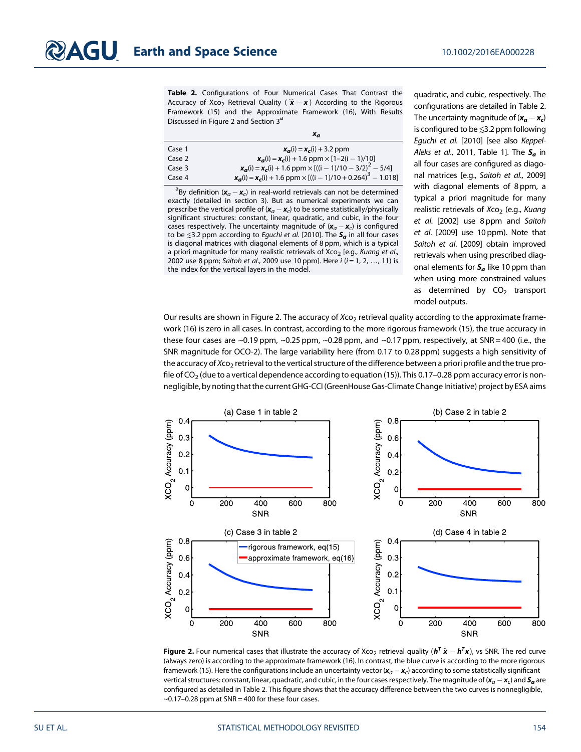**Table 2.** Configurations of Four Numerical Cases That Contrast the Accuracy of Xco$_2$ Retrieval Quality ($\hat{\boldsymbol{x}} - \boldsymbol{x}$) According to the Rigorous Framework (15) and the Approximate Framework (16), With Results Discussed in Figure 2 and Section 3[a]

| | $\boldsymbol{x_a}$ |
|---|---|
| Case 1 | $\boldsymbol{x_a}(i) = \boldsymbol{x_c}(i) + 3.2$ ppm |
| Case 2 | $\boldsymbol{x_a}(i) = \boldsymbol{x_c}(i) + 1.6\ \text{ppm} \times [1\text{–}2(i-1)/10]$ |
| Case 3 | $\boldsymbol{x_a}(i) = \boldsymbol{x_c}(i) + 1.6\ \text{ppm} \times [((i-1)/10 - 3/2)^2 - 5/4]$ |
| Case 4 | $\boldsymbol{x_a}(i) = \boldsymbol{x_c}(i) + 1.6\ \text{ppm} \times [((i-1)/10 + 0.264)^3 - 1.018]$ |

[a]By definition ($\boldsymbol{x_a} - \boldsymbol{x_c}$) in real-world retrievals can not be determined exactly (detailed in section 3). But as numerical experiments we can prescribe the vertical profile of ($\boldsymbol{x_a} - \boldsymbol{x_c}$) to be some statistically/physically significant structures: constant, linear, quadratic, and cubic, in the four cases respectively. The uncertainty magnitude of ($\boldsymbol{x_a} - \boldsymbol{x_c}$) is configured to be ≲3.2 ppm according to *Eguchi et al.* [2010]. The $\boldsymbol{S_a}$ in all four cases is diagonal matrices with diagonal elements of 8 ppm, which is a typical a priori magnitude for many realistic retrievals of Xco$_2$ [e.g., *Kuang et al.*, 2002 use 8 ppm; *Saitoh et al.*, 2009 use 10 ppm]. Here $i$ ($i = 1, 2, \ldots, 11$) is the index for the vertical layers in the model.

quadratic, and cubic, respectively. The configurations are detailed in Table 2. The uncertainty magnitude of ($\boldsymbol{x_a} - \boldsymbol{x_c}$) is configured to be ≲3.2 ppm following *Eguchi et al.* [2010] [see also *Keppel-Aleks et al.*, 2011, Table 1]. The $\boldsymbol{S_a}$ in all four cases are configured as diagonal matrices [e.g., *Saitoh et al.*, 2009] with diagonal elements of 8 ppm, a typical a priori magnitude for many realistic retrievals of *X*co$_2$ (e.g., *Kuang et al.* [2002] use 8 ppm and *Saitoh et al.* [2009] use 10 ppm). Note that *Saitoh et al.* [2009] obtain improved retrievals when using prescribed diagonal elements for $\boldsymbol{S_a}$ like 10 ppm than when using more constrained values as determined by $CO_2$ transport model outputs.

Our results are shown in Figure 2. The accuracy of *X*co$_2$ retrieval quality according to the approximate framework (16) is zero in all cases. In contrast, according to the more rigorous framework (15), the true accuracy in these four cases are ~0.19 ppm, ~0.25 ppm, ~0.28 ppm, and ~0.17 ppm, respectively, at SNR = 400 (i.e., the SNR magnitude for OCO-2). The large variability here (from 0.17 to 0.28 ppm) suggests a high sensitivity of the accuracy of *X*co$_2$ retrieval to the vertical structure of the difference between a priori profile and the true profile of $CO_2$ (due to a vertical dependence according to equation (15)). This 0.17–0.28 ppm accuracy error is nonnegligible, by noting that the current GHG-CCI (GreenHouse Gas-Climate Change Initiative) project by ESA aims

**Figure 2.** Four numerical cases that illustrate the accuracy of Xco$_2$ retrieval quality ($\boldsymbol{h}^T \hat{\boldsymbol{x}} - \boldsymbol{h}^T \boldsymbol{x}$), vs SNR. The red curve (always zero) is according to the approximate framework (16). In contrast, the blue curve is according to the more rigorous framework (15). Here the configurations include an uncertainty vector ($\boldsymbol{x_a} - \boldsymbol{x_c}$) according to some statistically significant vertical structures: constant, linear, quadratic, and cubic, in the four cases respectively. The magnitude of ($\boldsymbol{x_a} - \boldsymbol{x_c}$) and $\boldsymbol{S_a}$ are configured as detailed in Table 2. This figure shows that the accuracy difference between the two curves is nonnegligible, ~0.17–0.28 ppm at SNR = 400 for these four cases.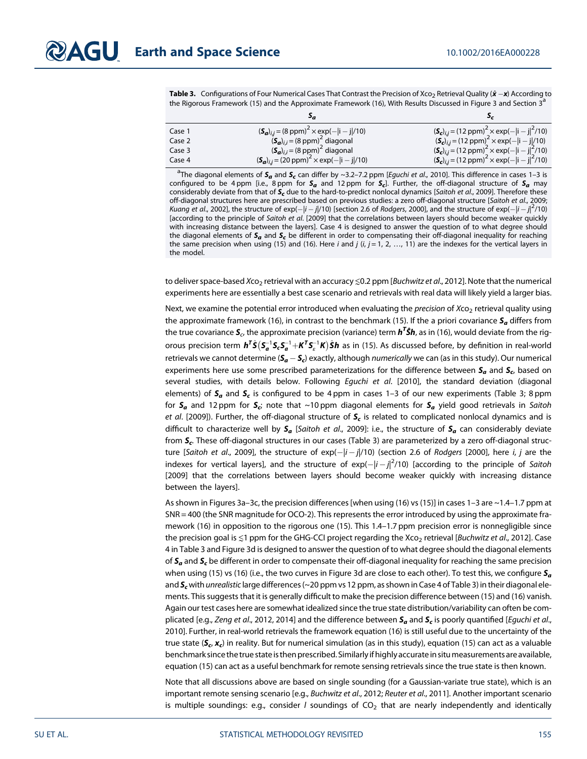**Table 3.** Configurations of Four Numerical Cases That Contrast the Precision of $Xco_2$ Retrieval Quality ($\hat{\boldsymbol{x}} - \boldsymbol{x}$) According to the Rigorous Framework (15) and the Approximate Framework (16), With Results Discussed in Figure 3 and Section 3[a]

| | $\boldsymbol{S_a}$ | $\boldsymbol{S_c}$ |
|---|---|---|
| Case 1 | $(\boldsymbol{S_a})_{i,j} = (8\text{ ppm})^2 \times \exp(-\lvert i-j \rvert/10)$ | $(\boldsymbol{S_c})_{i,j} = (12\text{ ppm})^2 \times \exp(-\lvert i-j \rvert^2/10)$ |
| Case 2 | $(\boldsymbol{S_a})_{i,i} = (8\text{ ppm})^2$ diagonal | $(\boldsymbol{S_c})_{i,j} = (12\text{ ppm})^2 \times \exp(-\lvert i-j \rvert/10)$ |
| Case 3 | $(\boldsymbol{S_a})_{i,i} = (8\text{ ppm})^2$ diagonal | $(\boldsymbol{S_c})_{i,j} = (12\text{ ppm})^2 \times \exp(-\lvert i-j \rvert^2/10)$ |
| Case 4 | $(\boldsymbol{S_a})_{i,j} = (20\text{ ppm})^2 \times \exp(-\lvert i-j \rvert/10)$ | $(\boldsymbol{S_c})_{i,j} = (12\text{ ppm})^2 \times \exp(-\lvert i-j \rvert^2/10)$ |

[a]The diagonal elements of $\boldsymbol{S_a}$ and $\boldsymbol{S_c}$ can differ by ~3.2–7.2 ppm [*Eguchi et al.*, 2010]. This difference in cases 1–3 is configured to be 4 ppm [i.e., 8 ppm for $\boldsymbol{S_a}$ and 12 ppm for $\boldsymbol{S_c}$]. Further, the off-diagonal structure of $\boldsymbol{S_a}$ may considerably deviate from that of $\boldsymbol{S_c}$ due to the hard-to-predict nonlocal dynamics [*Saitoh et al.*, 2009]. Therefore these off-diagonal structures here are prescribed based on previous studies: a zero off-diagonal structure [*Saitoh et al.*, 2009; *Kuang et al.*, 2002], the structure of $\exp(-|i-j|/10)$ [section 2.6 of *Rodgers*, 2000], and the structure of $\exp(-|i-j|^2/10)$ [according to the principle of *Saitoh et al.* [2009] that the correlations between layers should become weaker quickly with increasing distance between the layers]. Case 4 is designed to answer the question of to what degree should the diagonal elements of $\boldsymbol{S_a}$ and $\boldsymbol{S_c}$ be different in order to compensating their off-diagonal inequality for reaching the same precision when using (15) and (16). Here $i$ and $j$ ($i$, $j$ = 1, 2, …, 11) are the indexes for the vertical layers in the model.

to deliver space-based $Xco_2$ retrieval with an accuracy ≲0.2 ppm [*Buchwitz et al.*, 2012]. Note that the numerical experiments here are essentially a best case scenario and retrievals with real data will likely yield a larger bias.

Next, we examine the potential error introduced when evaluating the *precision* of $Xco_2$ retrieval quality using the approximate framework (16), in contrast to the benchmark (15). If the a priori covariance $\boldsymbol{S_a}$ differs from the true covariance $\boldsymbol{S_c}$, the approximate precision (variance) term $\boldsymbol{h}^T\hat{\boldsymbol{S}}\boldsymbol{h}$, as in (16), would deviate from the rigorous precision term $\boldsymbol{h}^T\hat{\boldsymbol{S}}\left(\boldsymbol{S_a}^{-1}\boldsymbol{S_c}\boldsymbol{S_a}^{-1}+\boldsymbol{K}^T\boldsymbol{S_\varepsilon}^{-1}\boldsymbol{K}\right)\hat{\boldsymbol{S}}\boldsymbol{h}$ as in (15). As discussed before, by definition in real-world retrievals we cannot determine ($\boldsymbol{S_a} - \boldsymbol{S_c}$) exactly, although *numerically* we can (as in this study). Our numerical experiments here use some prescribed parameterizations for the difference between $\boldsymbol{S_a}$ and $\boldsymbol{S_c}$, based on several studies, with details below. Following *Eguchi et al.* [2010], the standard deviation (diagonal elements) of $\boldsymbol{S_a}$ and $\boldsymbol{S_c}$ is configured to be 4 ppm in cases 1–3 of our new experiments (Table 3; 8 ppm for $\boldsymbol{S_a}$ and 12 ppm for $\boldsymbol{S_c}$; note that ~10 ppm diagonal elements for $\boldsymbol{S_a}$ yield good retrievals in *Saitoh et al.* [2009]). Further, the off-diagonal structure of $\boldsymbol{S_c}$ is related to complicated nonlocal dynamics and is difficult to characterize well by $\boldsymbol{S_a}$ [*Saitoh et al.*, 2009]: i.e., the structure of $\boldsymbol{S_a}$ can considerably deviate from $\boldsymbol{S_c}$. These off-diagonal structures in our cases (Table 3) are parameterized by a zero off-diagonal structure [*Saitoh et al.*, 2009], the structure of $\exp(-|i-j|/10)$ (section 2.6 of *Rodgers* [2000], here $i$, $j$ are the indexes for vertical layers], and the structure of $\exp(-|i-j|^2/10)$ [according to the principle of *Saitoh* [2009] that the correlations between layers should become weaker quickly with increasing distance between the layers].

As shown in Figures 3a–3c, the precision differences [when using (16) vs (15)] in cases 1–3 are ~1.4–1.7 ppm at SNR = 400 (the SNR magnitude for OCO-2). This represents the error introduced by using the approximate framework (16) in opposition to the rigorous one (15). This 1.4–1.7 ppm precision error is nonnegligible since the precision goal is ≲1 ppm for the GHG-CCI project regarding the $Xco_2$ retrieval [*Buchwitz et al.*, 2012]. Case 4 in Table 3 and Figure 3d is designed to answer the question of to what degree should the diagonal elements of $\boldsymbol{S_a}$ and $\boldsymbol{S_c}$ be different in order to compensate their off-diagonal inequality for reaching the same precision when using (15) vs (16) (i.e., the two curves in Figure 3d are close to each other). To test this, we configure $\boldsymbol{S_a}$ and $\boldsymbol{S_c}$ with *unrealistic* large differences (~20 ppm vs 12 ppm, as shown in Case 4 of Table 3) in their diagonal elements. This suggests that it is generally difficult to make the precision difference between (15) and (16) vanish. Again our test cases here are somewhat idealized since the true state distribution/variability can often be complicated [e.g., *Zeng et al.*, 2012, 2014] and the difference between $\boldsymbol{S_a}$ and $\boldsymbol{S_c}$ is poorly quantified [*Eguchi et al.*, 2010]. Further, in real-world retrievals the framework equation (16) is still useful due to the uncertainty of the true state ($\boldsymbol{S_c}$, $\boldsymbol{x_c}$) in reality. But for numerical simulation (as in this study), equation (15) can act as a valuable benchmark since the true state is then prescribed. Similarly if highly accurate in situ measurements are available, equation (15) can act as a useful benchmark for remote sensing retrievals since the true state is then known.

Note that all discussions above are based on single sounding (for a Gaussian-variate true state), which is an important remote sensing scenario [e.g., *Buchwitz et al.*, 2012; *Reuter et al.*, 2011]. Another important scenario is multiple soundings: e.g., consider $l$ soundings of $CO_2$ that are nearly independently and identically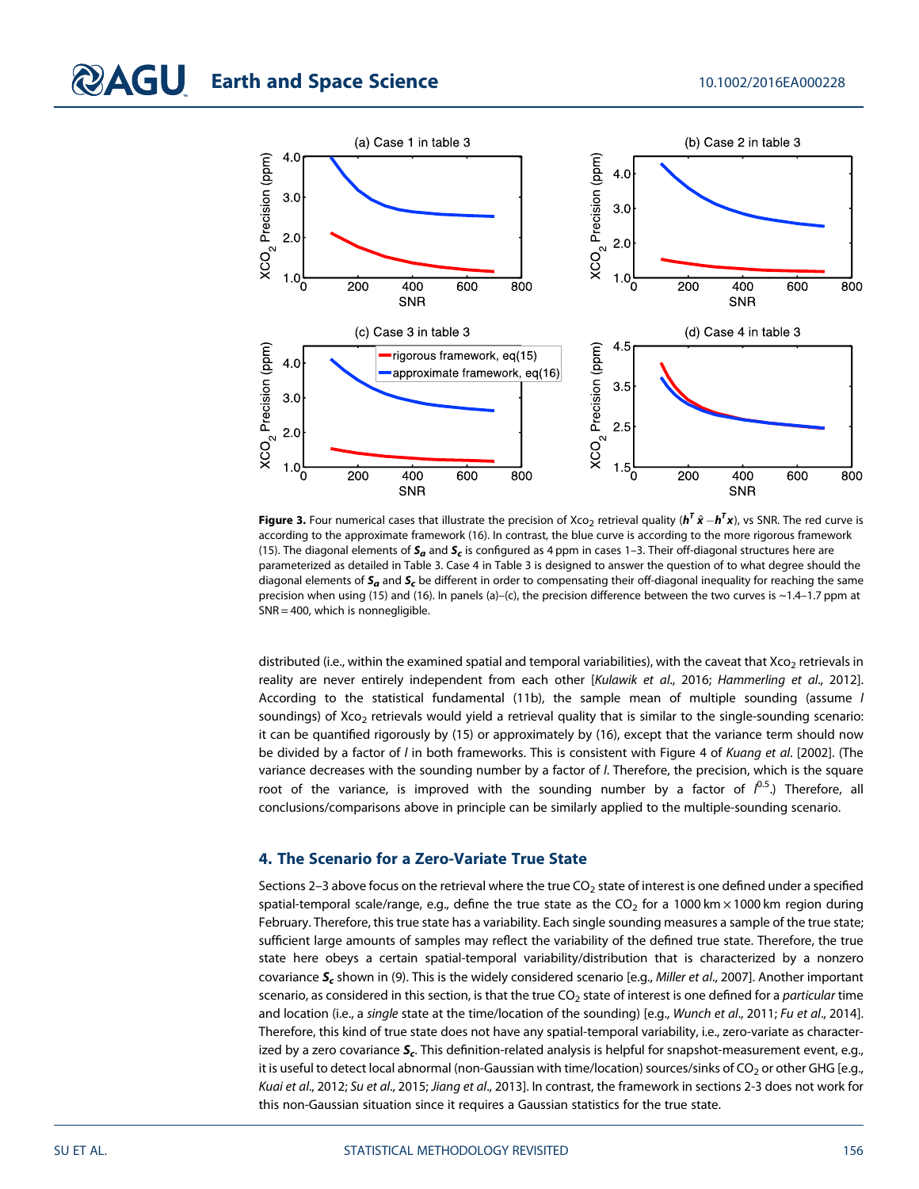**Figure 3.** Four numerical cases that illustrate the precision of $X_{CO_2}$ retrieval quality ($\boldsymbol{h}^T\hat{\boldsymbol{x}} - \boldsymbol{h}^T\boldsymbol{x}$), vs SNR. The red curve is according to the approximate framework (16). In contrast, the blue curve is according to the more rigorous framework (15). The diagonal elements of $\boldsymbol{S_a}$ and $\boldsymbol{S_c}$ is configured as 4 ppm in cases 1–3. Their off-diagonal structures here are parameterized as detailed in Table 3. Case 4 in Table 3 is designed to answer the question of to what degree should the diagonal elements of $\boldsymbol{S_a}$ and $\boldsymbol{S_c}$ be different in order to compensating their off-diagonal inequality for reaching the same precision when using (15) and (16). In panels (a)–(c), the precision difference between the two curves is ~1.4–1.7 ppm at SNR = 400, which is nonnegligible.

distributed (i.e., within the examined spatial and temporal variabilities), with the caveat that $X_{CO_2}$ retrievals in reality are never entirely independent from each other [*Kulawik et al.*, 2016; *Hammerling et al.*, 2012]. According to the statistical fundamental (11b), the sample mean of multiple sounding (assume $l$ soundings) of $X_{CO_2}$ retrievals would yield a retrieval quality that is similar to the single-sounding scenario: it can be quantified rigorously by (15) or approximately by (16), except that the variance term should now be divided by a factor of $l$ in both frameworks. This is consistent with Figure 4 of *Kuang et al.* [2002]. (The variance decreases with the sounding number by a factor of $l$. Therefore, the precision, which is the square root of the variance, is improved with the sounding number by a factor of $l^{0.5}$.) Therefore, all conclusions/comparisons above in principle can be similarly applied to the multiple-sounding scenario.

## 4. The Scenario for a Zero-Variate True State

Sections 2–3 above focus on the retrieval where the true $CO_2$ state of interest is one defined under a specified spatial-temporal scale/range, e.g., define the true state as the $CO_2$ for a 1000 km × 1000 km region during February. Therefore, this true state has a variability. Each single sounding measures a sample of the true state; sufficient large amounts of samples may reflect the variability of the defined true state. Therefore, the true state here obeys a certain spatial-temporal variability/distribution that is characterized by a nonzero covariance $\boldsymbol{S_c}$ shown in (9). This is the widely considered scenario [e.g., *Miller et al.*, 2007]. Another important scenario, as considered in this section, is that the true $CO_2$ state of interest is one defined for a *particular* time and location (i.e., a *single* state at the time/location of the sounding) [e.g., *Wunch et al.*, 2011; *Fu et al.*, 2014]. Therefore, this kind of true state does not have any spatial-temporal variability, i.e., zero-variate as characterized by a zero covariance $\boldsymbol{S_c}$. This definition-related analysis is helpful for snapshot-measurement event, e.g., it is useful to detect local abnormal (non-Gaussian with time/location) sources/sinks of $CO_2$ or other GHG [e.g., *Kuai et al.*, 2012; *Su et al.*, 2015; *Jiang et al.*, 2013]. In contrast, the framework in sections 2-3 does not work for this non-Gaussian situation since it requires a Gaussian statistics for the true state.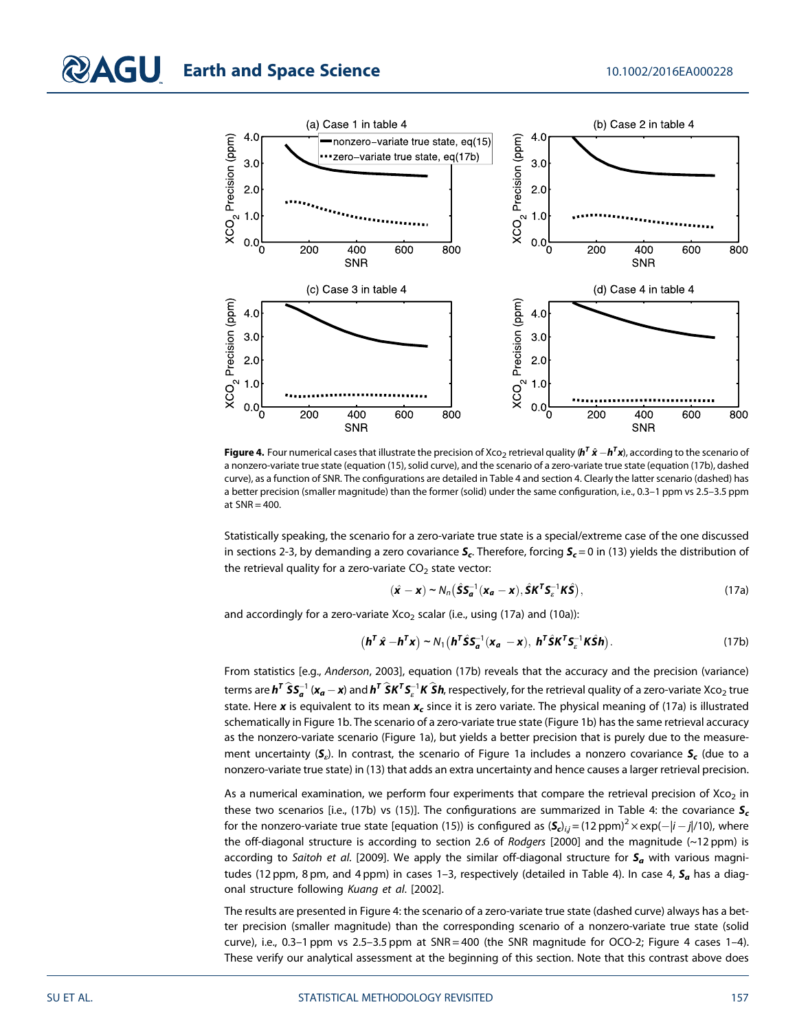**Figure 4.** Four numerical cases that illustrate the precision of $Xco_2$ retrieval quality ($\boldsymbol{h}^T\hat{\boldsymbol{x}} - \boldsymbol{h}^T\boldsymbol{x}$), according to the scenario of a nonzero-variate true state (equation (15)), solid curve), and the scenario of a zero-variate true state (equation (17b), dashed curve), as a function of SNR. The configurations are detailed in Table 4 and section 4. Clearly the latter scenario (dashed) has a better precision (smaller magnitude) than the former (solid) under the same configuration, i.e., 0.3–1 ppm vs 2.5–3.5 ppm at SNR = 400.

Statistically speaking, the scenario for a zero-variate true state is a special/extreme case of the one discussed in sections 2-3, by demanding a zero covariance $\boldsymbol{S_c}$. Therefore, forcing $\boldsymbol{S_c} = 0$ in (13) yields the distribution of the retrieval quality for a zero-variate $CO_2$ state vector:

$$(\hat{\boldsymbol{x}} - \boldsymbol{x}) \sim N_n\left(\hat{\boldsymbol{S}}\boldsymbol{S_a}^{-1}(\boldsymbol{x_a} - \boldsymbol{x}), \hat{\boldsymbol{S}}\boldsymbol{K}^T\boldsymbol{S}_\varepsilon^{-1}\boldsymbol{K}\hat{\boldsymbol{S}}\right), \tag{17a}$$

and accordingly for a zero-variate $Xco_2$ scalar (i.e., using (17a) and (10a)):

$$\left(\boldsymbol{h}^T\hat{\boldsymbol{x}} - \boldsymbol{h}^T\boldsymbol{x}\right) \sim N_1\left(\boldsymbol{h}^T\hat{\boldsymbol{S}}\boldsymbol{S_a}^{-1}(\boldsymbol{x_a} - \boldsymbol{x}),\ \boldsymbol{h}^T\hat{\boldsymbol{S}}\boldsymbol{K}^T\boldsymbol{S}_\varepsilon^{-1}\boldsymbol{K}\hat{\boldsymbol{S}}\boldsymbol{h}\right). \tag{17b}$$

From statistics [e.g., *Anderson*, 2003], equation (17b) reveals that the accuracy and the precision (variance) terms are $\boldsymbol{h}^T\hat{\boldsymbol{S}}\boldsymbol{S_a}^{-1}(\boldsymbol{x_a} - \boldsymbol{x})$ and $\boldsymbol{h}^T\hat{\boldsymbol{S}}\boldsymbol{K}^T\boldsymbol{S}_\varepsilon^{-1}\boldsymbol{K}\hat{\boldsymbol{S}}\boldsymbol{h}$, respectively, for the retrieval quality of a zero-variate $Xco_2$ true state. Here $\boldsymbol{x}$ is equivalent to its mean $\boldsymbol{x_c}$ since it is zero variate. The physical meaning of (17a) is illustrated schematically in Figure 1b. The scenario of a zero-variate true state (Figure 1b) has the same retrieval accuracy as the nonzero-variate scenario (Figure 1a), but yields a better precision that is purely due to the measurement uncertainty ($\boldsymbol{S}_\varepsilon$). In contrast, the scenario of Figure 1a includes a nonzero covariance $\boldsymbol{S_c}$ (due to a nonzero-variate true state) in (13) that adds an extra uncertainty and hence causes a larger retrieval precision.

As a numerical examination, we perform four experiments that compare the retrieval precision of $Xco_2$ in these two scenarios [i.e., (17b) vs (15)]. The configurations are summarized in Table 4: the covariance $\boldsymbol{S_c}$ for the nonzero-variate true state [equation (15)) is configured as $(\boldsymbol{S_c})_{i,j} = (12\ \text{ppm})^2 \times \exp(-|i-j|/10)$, where the off-diagonal structure is according to section 2.6 of *Rodgers* [2000] and the magnitude (~12 ppm) is according to *Saitoh et al.* [2009]. We apply the similar off-diagonal structure for $\boldsymbol{S_a}$ with various magnitudes (12 ppm, 8 pm, and 4 ppm) in cases 1–3, respectively (detailed in Table 4). In case 4, $\boldsymbol{S_a}$ has a diagonal structure following *Kuang et al.* [2002].

The results are presented in Figure 4: the scenario of a zero-variate true state (dashed curve) always has a better precision (smaller magnitude) than the corresponding scenario of a nonzero-variate true state (solid curve), i.e., 0.3–1 ppm vs 2.5–3.5 ppm at SNR = 400 (the SNR magnitude for OCO-2; Figure 4 cases 1–4). These verify our analytical assessment at the beginning of this section. Note that this contrast above does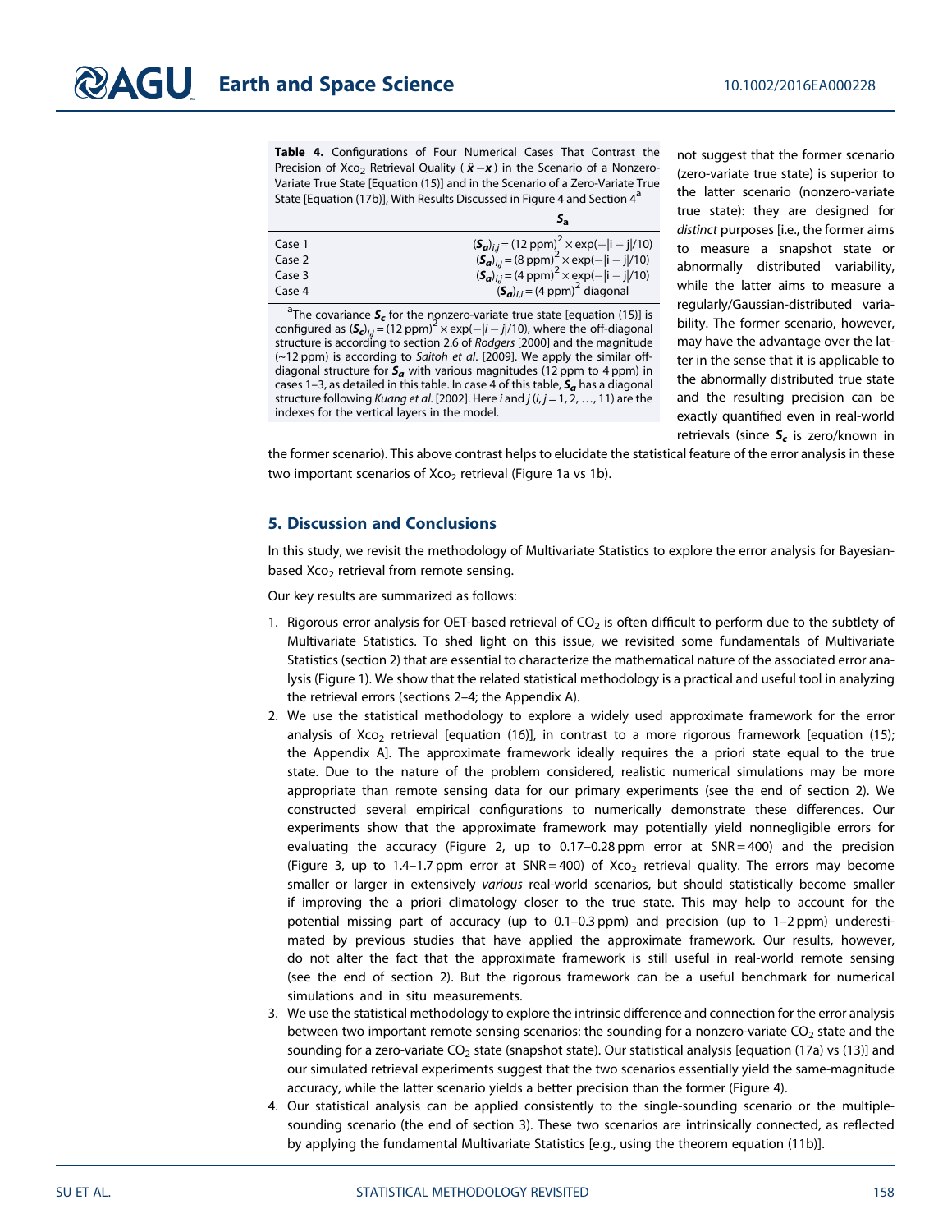**Table 4.** Configurations of Four Numerical Cases That Contrast the Precision of $Xco_2$ Retrieval Quality ($\hat{\boldsymbol{x}} - \boldsymbol{x}$) in the Scenario of a Nonzero-Variate True State [Equation (15)] and in the Scenario of a Zero-Variate True State [Equation (17b)], With Results Discussed in Figure 4 and Section 4[a]

| | $\boldsymbol{S_a}$ |
|---|---|
| Case 1 | $(\boldsymbol{S_a})_{i,j} = (12\ \text{ppm})^2 \times \exp(-\lvert i-j \rvert/10)$ |
| Case 2 | $(\boldsymbol{S_a})_{i,j} = (8\ \text{ppm})^2 \times \exp(-\lvert i-j \rvert/10)$ |
| Case 3 | $(\boldsymbol{S_a})_{i,j} = (4\ \text{ppm})^2 \times \exp(-\lvert i-j \rvert/10)$ |
| Case 4 | $(\boldsymbol{S_a})_{i,i} = (4\ \text{ppm})^2$ diagonal |

[a]The covariance $\boldsymbol{S_c}$ for the nonzero-variate true state [equation (15)] is configured as $(\boldsymbol{S_c})_{i,j} = (12\ \text{ppm})^2 \times \exp(-\lvert i-j \rvert/10)$, where the off-diagonal structure is according to section 2.6 of *Rodgers* [2000] and the magnitude (~12 ppm) is according to *Saitoh et al.* [2009]. We apply the similar off-diagonal structure for $\boldsymbol{S_a}$ with various magnitudes (12 ppm to 4 ppm) in cases 1–3, as detailed in this table. In case 4 of this table, $\boldsymbol{S_a}$ has a diagonal structure following *Kuang et al.* [2002]. Here $i$ and $j$ ($i, j = 1, 2, \ldots, 11$) are the indexes for the vertical layers in the model.

not suggest that the former scenario (zero-variate true state) is superior to the latter scenario (nonzero-variate true state): they are designed for *distinct* purposes [i.e., the former aims to measure a snapshot state or abnormally distributed variability, while the latter aims to measure a regularly/Gaussian-distributed variability. The former scenario, however, may have the advantage over the latter in the sense that it is applicable to the abnormally distributed true state and the resulting precision can be exactly quantified even in real-world retrievals (since $\boldsymbol{S_c}$ is zero/known in the former scenario). This above contrast helps to elucidate the statistical feature of the error analysis in these two important scenarios of $Xco_2$ retrieval (Figure 1a vs 1b).

## 5. Discussion and Conclusions

In this study, we revisit the methodology of Multivariate Statistics to explore the error analysis for Bayesian-based $Xco_2$ retrieval from remote sensing.

Our key results are summarized as follows:

1. Rigorous error analysis for OET-based retrieval of $CO_2$ is often difficult to perform due to the subtlety of Multivariate Statistics. To shed light on this issue, we revisited some fundamentals of Multivariate Statistics (section 2) that are essential to characterize the mathematical nature of the associated error analysis (Figure 1). We show that the related statistical methodology is a practical and useful tool in analyzing the retrieval errors (sections 2–4; the Appendix A).
2. We use the statistical methodology to explore a widely used approximate framework for the error analysis of $Xco_2$ retrieval [equation (16)], in contrast to a more rigorous framework [equation (15); the Appendix A]. The approximate framework ideally requires the a priori state equal to the true state. Due to the nature of the problem considered, realistic numerical simulations may be more appropriate than remote sensing data for our primary experiments (see the end of section 2). We constructed several empirical configurations to numerically demonstrate these differences. Our experiments show that the approximate framework may potentially yield nonnegligible errors for evaluating the accuracy (Figure 2, up to 0.17–0.28 ppm error at SNR = 400) and the precision (Figure 3, up to 1.4–1.7 ppm error at SNR = 400) of $Xco_2$ retrieval quality. The errors may become smaller or larger in extensively *various* real-world scenarios, but should statistically become smaller if improving the a priori climatology closer to the true state. This may help to account for the potential missing part of accuracy (up to 0.1–0.3 ppm) and precision (up to 1–2 ppm) underestimated by previous studies that have applied the approximate framework. Our results, however, do not alter the fact that the approximate framework is still useful in real-world remote sensing (see the end of section 2). But the rigorous framework can be a useful benchmark for numerical simulations and in situ measurements.
3. We use the statistical methodology to explore the intrinsic difference and connection for the error analysis between two important remote sensing scenarios: the sounding for a nonzero-variate $CO_2$ state and the sounding for a zero-variate $CO_2$ state (snapshot state). Our statistical analysis [equation (17a) vs (13)] and our simulated retrieval experiments suggest that the two scenarios essentially yield the same-magnitude accuracy, while the latter scenario yields a better precision than the former (Figure 4).
4. Our statistical analysis can be applied consistently to the single-sounding scenario or the multiple-sounding scenario (the end of section 3). These two scenarios are intrinsically connected, as reflected by applying the fundamental Multivariate Statistics [e.g., using the theorem equation (11b)].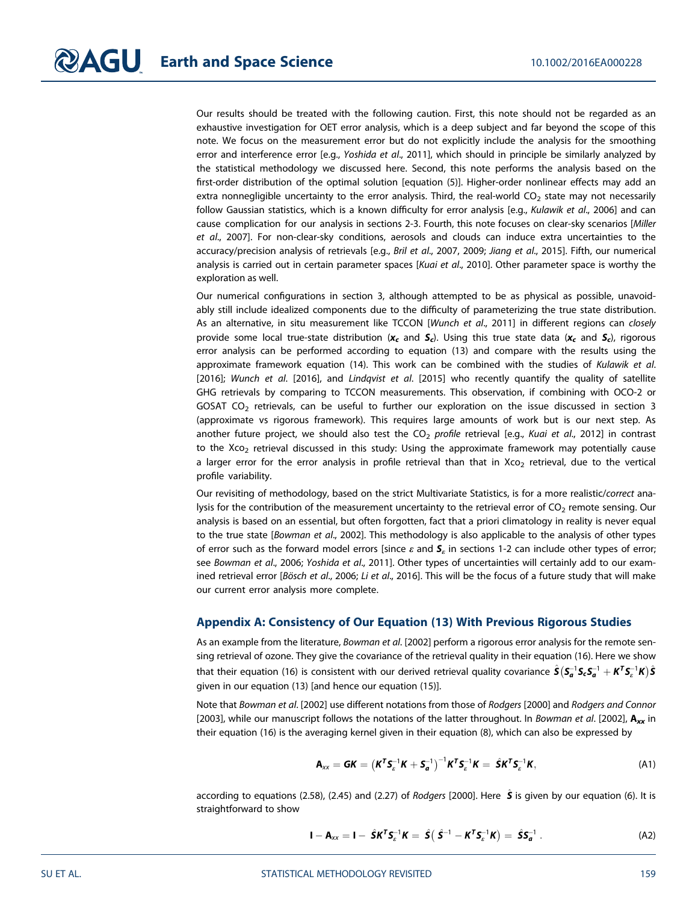Our results should be treated with the following caution. First, this note should not be regarded as an exhaustive investigation for OET error analysis, which is a deep subject and far beyond the scope of this note. We focus on the measurement error but do not explicitly include the analysis for the smoothing error and interference error [e.g., *Yoshida et al*., 2011], which should in principle be similarly analyzed by the statistical methodology we discussed here. Second, this note performs the analysis based on the first-order distribution of the optimal solution [equation (5)]. Higher-order nonlinear effects may add an extra nonnegligible uncertainty to the error analysis. Third, the real-world $CO_2$ state may not necessarily follow Gaussian statistics, which is a known difficulty for error analysis [e.g., *Kulawik et al*., 2006] and can cause complication for our analysis in sections 2-3. Fourth, this note focuses on clear-sky scenarios [*Miller et al*., 2007]. For non-clear-sky conditions, aerosols and clouds can induce extra uncertainties to the accuracy/precision analysis of retrievals [e.g., *Bril et al*., 2007, 2009; *Jiang et al*., 2015]. Fifth, our numerical analysis is carried out in certain parameter spaces [*Kuai et al*., 2010]. Other parameter space is worthy the exploration as well.

Our numerical configurations in section 3, although attempted to be as physical as possible, unavoidably still include idealized components due to the difficulty of parameterizing the true state distribution. As an alternative, in situ measurement like TCCON [*Wunch et al*., 2011] in different regions can *closely* provide some local true-state distribution ($\boldsymbol{x_c}$ and $\boldsymbol{S_c}$). Using this true state data ($\boldsymbol{x_c}$ and $\boldsymbol{S_c}$), rigorous error analysis can be performed according to equation (13) and compare with the results using the approximate framework equation (14). This work can be combined with the studies of *Kulawik et al*. [2016]; *Wunch et al*. [2016], and *Lindqvist et al*. [2015] who recently quantify the quality of satellite GHG retrievals by comparing to TCCON measurements. This observation, if combining with OCO-2 or GOSAT $CO_2$ retrievals, can be useful to further our exploration on the issue discussed in section 3 (approximate vs rigorous framework). This requires large amounts of work but is our next step. As another future project, we should also test the $CO_2$ *profile* retrieval [e.g., *Kuai et al*., 2012] in contrast to the $Xco_2$ retrieval discussed in this study: Using the approximate framework may potentially cause a larger error for the error analysis in profile retrieval than that in $Xco_2$ retrieval, due to the vertical profile variability.

Our revisiting of methodology, based on the strict Multivariate Statistics, is for a more realistic/*correct* analysis for the contribution of the measurement uncertainty to the retrieval error of $CO_2$ remote sensing. Our analysis is based on an essential, but often forgotten, fact that a priori climatology in reality is never equal to the true state [*Bowman et al*., 2002]. This methodology is also applicable to the analysis of other types of error such as the forward model errors [since $\varepsilon$ and $\boldsymbol{S}_\varepsilon$ in sections 1-2 can include other types of error; see *Bowman et al*., 2006; *Yoshida et al*., 2011]. Other types of uncertainties will certainly add to our examined retrieval error [*Bösch et al*., 2006; *Li et al*., 2016]. This will be the focus of a future study that will make our current error analysis more complete.

## Appendix A: Consistency of Our Equation (13) With Previous Rigorous Studies

As an example from the literature, *Bowman et al*. [2002] perform a rigorous error analysis for the remote sensing retrieval of ozone. They give the covariance of the retrieval quality in their equation (16). Here we show that their equation (16) is consistent with our derived retrieval quality covariance $\hat{\boldsymbol{S}}\left(\boldsymbol{S_a}^{-1}\boldsymbol{S_c}\boldsymbol{S_a}^{-1} + \boldsymbol{K^T}\boldsymbol{S}_\varepsilon^{-1}\boldsymbol{K}\right)\hat{\boldsymbol{S}}$ given in our equation (13) [and hence our equation (15)].

Note that *Bowman et al*. [2002] use different notations from those of *Rodgers* [2000] and *Rodgers and Connor* [2003], while our manuscript follows the notations of the latter throughout. In *Bowman et al*. [2002], $\mathbf{A_{xx}}$ in their equation (16) is the averaging kernel given in their equation (8), which can also be expressed by

$$\mathbf{A}_{xx} = \boldsymbol{GK} = \left(\boldsymbol{K^T}\boldsymbol{S}_\varepsilon^{-1}\boldsymbol{K} + \boldsymbol{S_a}^{-1}\right)^{-1}\boldsymbol{K^T}\boldsymbol{S}_\varepsilon^{-1}\boldsymbol{K} = \hat{\boldsymbol{S}}\boldsymbol{K^T}\boldsymbol{S}_\varepsilon^{-1}\boldsymbol{K}, \tag{A1}$$

according to equations (2.58), (2.45) and (2.27) of *Rodgers* [2000]. Here $\hat{\boldsymbol{S}}$ is given by our equation (6). It is straightforward to show

$$\mathbf{I} - \mathbf{A}_{xx} = \mathbf{I} - \hat{\boldsymbol{S}}\boldsymbol{K^T}\boldsymbol{S}_\varepsilon^{-1}\boldsymbol{K} = \hat{\boldsymbol{S}}\left(\hat{\boldsymbol{S}}^{-1} - \boldsymbol{K^T}\boldsymbol{S}_\varepsilon^{-1}\boldsymbol{K}\right) = \hat{\boldsymbol{S}}\boldsymbol{S_a}^{-1}. \tag{A2}$$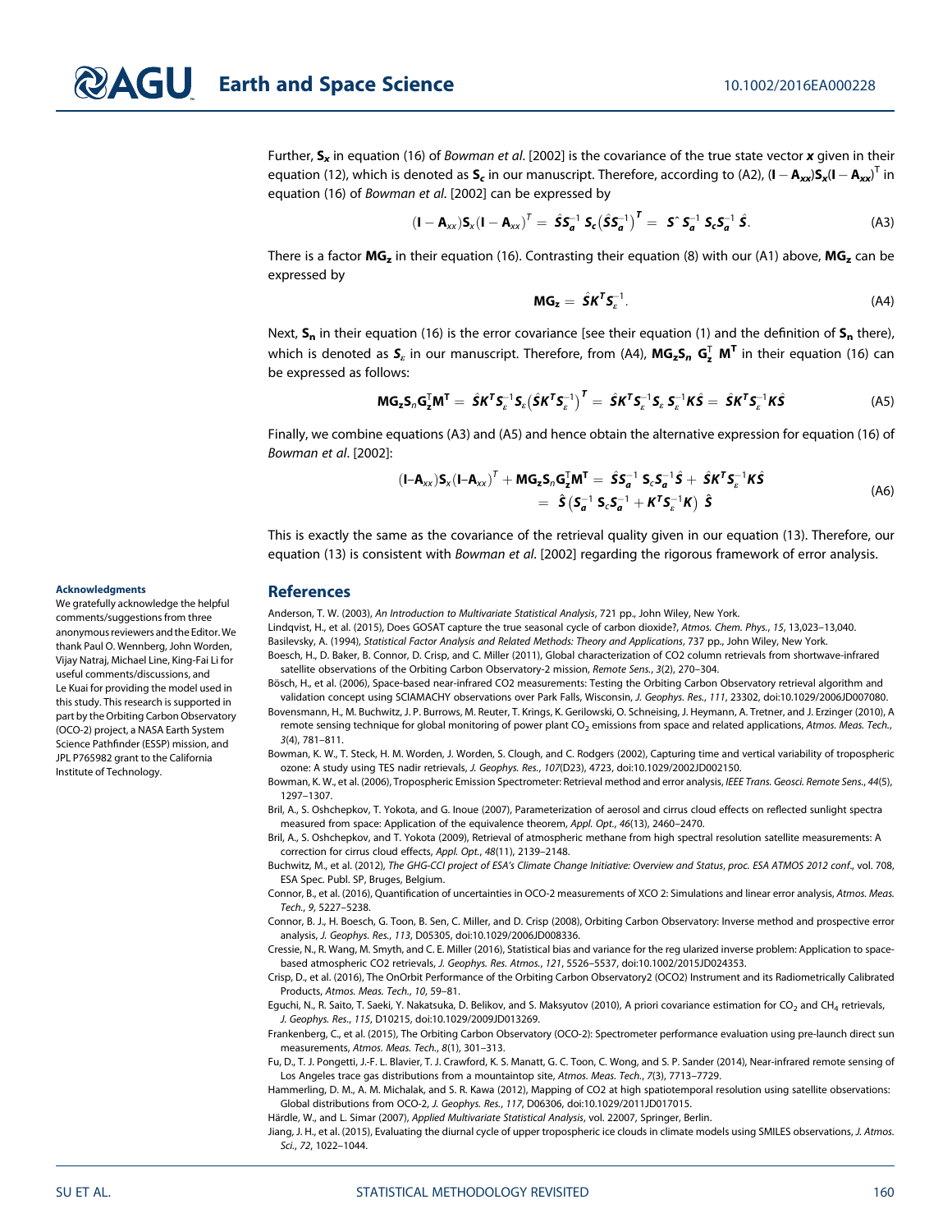Further, $\mathbf{S_x}$ in equation (16) of *Bowman et al.* [2002] is the covariance of the true state vector $\boldsymbol{x}$ given in their equation (12), which is denoted as $\mathbf{S_c}$ in our manuscript. Therefore, according to (A2), $(\mathbf{I}-\mathbf{A}_{xx})\mathbf{S}_x(\mathbf{I}-\mathbf{A}_{xx})^{\mathrm{T}}$ in equation (16) of *Bowman et al.* [2002] can be expressed by

$$(\mathbf{I}-\mathbf{A}_{xx})\mathbf{S}_x(\mathbf{I}-\mathbf{A}_{xx})^T = \hat{\boldsymbol{S}}\boldsymbol{S}_{\boldsymbol{a}}^{-1}\,\boldsymbol{S}_{\boldsymbol{c}}\left(\hat{\boldsymbol{S}}\boldsymbol{S}_{\boldsymbol{a}}^{-1}\right)^{\boldsymbol{T}} = \boldsymbol{S}^{\hat{}}\,\boldsymbol{S}_{\boldsymbol{a}}^{-1}\,\boldsymbol{S}_{\boldsymbol{c}}\boldsymbol{S}_{\boldsymbol{a}}^{-1}\,\hat{\boldsymbol{S}}. \tag{A3}$$

There is a factor $\mathbf{MG_z}$ in their equation (16). Contrasting their equation (8) with our (A1) above, $\mathbf{MG_z}$ can be expressed by

$$\mathbf{MG_z} = \hat{\boldsymbol{S}}\boldsymbol{K}^{\boldsymbol{T}}\boldsymbol{S}_{\varepsilon}^{-1}. \tag{A4}$$

Next, $\mathbf{S_n}$ in their equation (16) is the error covariance [see their equation (1) and the definition of $\mathbf{S_n}$ there), which is denoted as $\boldsymbol{S}_{\varepsilon}$ in our manuscript. Therefore, from (A4), $\mathbf{MG_zS}_n\ \mathbf{G_z^T}\ \mathbf{M^T}$ in their equation (16) can be expressed as follows:

$$\mathbf{MG_zS}_n\mathbf{G_z^T}\mathbf{M^T} = \hat{\boldsymbol{S}}\boldsymbol{K}^{\boldsymbol{T}}\boldsymbol{S}_{\varepsilon}^{-1}\boldsymbol{S}_{\varepsilon}\left(\hat{\boldsymbol{S}}\boldsymbol{K}^{\boldsymbol{T}}\boldsymbol{S}_{\varepsilon}^{-1}\right)^{\boldsymbol{T}} = \hat{\boldsymbol{S}}\boldsymbol{K}^{\boldsymbol{T}}\boldsymbol{S}_{\varepsilon}^{-1}\boldsymbol{S}_{\varepsilon}\,\boldsymbol{S}_{\varepsilon}^{-1}\boldsymbol{K}\hat{\boldsymbol{S}} = \hat{\boldsymbol{S}}\boldsymbol{K}^{\boldsymbol{T}}\boldsymbol{S}_{\varepsilon}^{-1}\boldsymbol{K}\hat{\boldsymbol{S}} \tag{A5}$$

Finally, we combine equations (A3) and (A5) and hence obtain the alternative expression for equation (16) of *Bowman et al.* [2002]:

$$\begin{aligned}(\mathbf{I}-\mathbf{A}_{xx})\mathbf{S}_x(\mathbf{I}-\mathbf{A}_{xx})^T + \mathbf{MG_zS}_n\mathbf{G_z^T}\mathbf{M^T} &= \hat{\boldsymbol{S}}\boldsymbol{S}_{\boldsymbol{a}}^{-1}\,\boldsymbol{S}_c\boldsymbol{S}_{\boldsymbol{a}}^{-1}\hat{\boldsymbol{S}} + \hat{\boldsymbol{S}}\boldsymbol{K}^{\boldsymbol{T}}\boldsymbol{S}_{\varepsilon}^{-1}\boldsymbol{K}\hat{\boldsymbol{S}} \\ &= \hat{\boldsymbol{S}}\left(\boldsymbol{S}_{\boldsymbol{a}}^{-1}\,\boldsymbol{S}_c\boldsymbol{S}_{\boldsymbol{a}}^{-1} + \boldsymbol{K}^{\boldsymbol{T}}\boldsymbol{S}_{\varepsilon}^{-1}\boldsymbol{K}\right)\,\hat{\boldsymbol{S}}\end{aligned} \tag{A6}$$

This is exactly the same as the covariance of the retrieval quality given in our equation (13). Therefore, our equation (13) is consistent with *Bowman et al.* [2002] regarding the rigorous framework of error analysis.

**Acknowledgments**

We gratefully acknowledge the helpful comments/suggestions from three anonymous reviewers and the Editor. We thank Paul O. Wennberg, John Worden, Vijay Natraj, Michael Line, King-Fai Li for useful comments/discussions, and Le Kuai for providing the model used in this study. This research is supported in part by the Orbiting Carbon Observatory (OCO-2) project, a NASA Earth System Science Pathfinder (ESSP) mission, and JPL P765982 grant to the California Institute of Technology.

## References

Anderson, T. W. (2003), *An Introduction to Multivariate Statistical Analysis*, 721 pp., John Wiley, New York.

Lindqvist, H., et al. (2015), Does GOSAT capture the true seasonal cycle of carbon dioxide?, *Atmos. Chem. Phys.*, *15*, 13,023–13,040.

Basilevsky, A. (1994), *Statistical Factor Analysis and Related Methods: Theory and Applications*, 737 pp., John Wiley, New York.

Boesch, H., D. Baker, B. Connor, D. Crisp, and C. Miller (2011), Global characterization of CO2 column retrievals from shortwave-infrared satellite observations of the Orbiting Carbon Observatory-2 mission, *Remote Sens.*, *3*(2), 270–304.

Bösch, H., et al. (2006), Space-based near-infrared CO2 measurements: Testing the Orbiting Carbon Observatory retrieval algorithm and validation concept using SCIAMACHY observations over Park Falls, Wisconsin, *J. Geophys. Res.*, *111*, 23302, doi:10.1029/2006JD007080.

Bovensmann, H., M. Buchwitz, J. P. Burrows, M. Reuter, T. Krings, K. Gerilowski, O. Schneising, J. Heymann, A. Tretner, and J. Erzinger (2010), A remote sensing technique for global monitoring of power plant $CO_2$ emissions from space and related applications, *Atmos. Meas. Tech.*, *3*(4), 781–811.

Bowman, K. W., T. Steck, H. M. Worden, J. Worden, S. Clough, and C. Rodgers (2002), Capturing time and vertical variability of tropospheric ozone: A study using TES nadir retrievals, *J. Geophys. Res.*, *107*(D23), 4723, doi:10.1029/2002JD002150.

Bowman, K. W., et al. (2006), Tropospheric Emission Spectrometer: Retrieval method and error analysis, *IEEE Trans. Geosci. Remote Sens.*, *44*(5), 1297–1307.

Bril, A., S. Oshchepkov, T. Yokota, and G. Inoue (2007), Parameterization of aerosol and cirrus cloud effects on reflected sunlight spectra measured from space: Application of the equivalence theorem, *Appl. Opt.*, *46*(13), 2460–2470.

Bril, A., S. Oshchepkov, and T. Yokota (2009), Retrieval of atmospheric methane from high spectral resolution satellite measurements: A correction for cirrus cloud effects, *Appl. Opt.*, *48*(11), 2139–2148.

Buchwitz, M., et al. (2012), *The GHG-CCI project of ESA's Climate Change Initiative: Overview and Status*, *proc. ESA ATMOS 2012 conf.*, vol. 708, ESA Spec. Publ. SP, Bruges, Belgium.

Connor, B., et al. (2016), Quantification of uncertainties in OCO-2 measurements of XCO 2: Simulations and linear error analysis, *Atmos. Meas. Tech.*, *9*, 5227–5238.

Connor, B. J., H. Boesch, G. Toon, B. Sen, C. Miller, and D. Crisp (2008), Orbiting Carbon Observatory: Inverse method and prospective error analysis, *J. Geophys. Res.*, *113*, D05305, doi:10.1029/2006JD008336.

Cressie, N., R. Wang, M. Smyth, and C. E. Miller (2016), Statistical bias and variance for the reg ularized inverse problem: Application to space-based atmospheric CO2 retrievals, *J. Geophys. Res. Atmos.*, *121*, 5526–5537, doi:10.1002/2015JD024353.

Crisp, D., et al. (2016), The OnOrbit Performance of the Orbiting Carbon Observatory2 (OCO2) Instrument and its Radiometrically Calibrated Products, *Atmos. Meas. Tech.*, *10*, 59–81.

Eguchi, N., R. Saito, T. Saeki, Y. Nakatsuka, D. Belikov, and S. Maksyutov (2010), A priori covariance estimation for $CO_2$ and $CH_4$ retrievals, *J. Geophys. Res.*, *115*, D10215, doi:10.1029/2009JD013269.

Frankenberg, C., et al. (2015), The Orbiting Carbon Observatory (OCO-2): Spectrometer performance evaluation using pre-launch direct sun measurements, *Atmos. Meas. Tech.*, *8*(1), 301–313.

Fu, D., T. J. Pongetti, J.-F. L. Blavier, T. J. Crawford, K. S. Manatt, G. C. Toon, C. Wong, and S. P. Sander (2014), Near-infrared remote sensing of Los Angeles trace gas distributions from a mountaintop site, *Atmos. Meas. Tech.*, *7*(3), 7713–7729.

Hammerling, D. M., A. M. Michalak, and S. R. Kawa (2012), Mapping of CO2 at high spatiotemporal resolution using satellite observations: Global distributions from OCO-2, *J. Geophys. Res.*, *117*, D06306, doi:10.1029/2011JD017015.

Härdle, W., and L. Simar (2007), *Applied Multivariate Statistical Analysis*, vol. 22007, Springer, Berlin.

Jiang, J. H., et al. (2015), Evaluating the diurnal cycle of upper tropospheric ice clouds in climate models using SMILES observations, *J. Atmos. Sci.*, *72*, 1022–1044.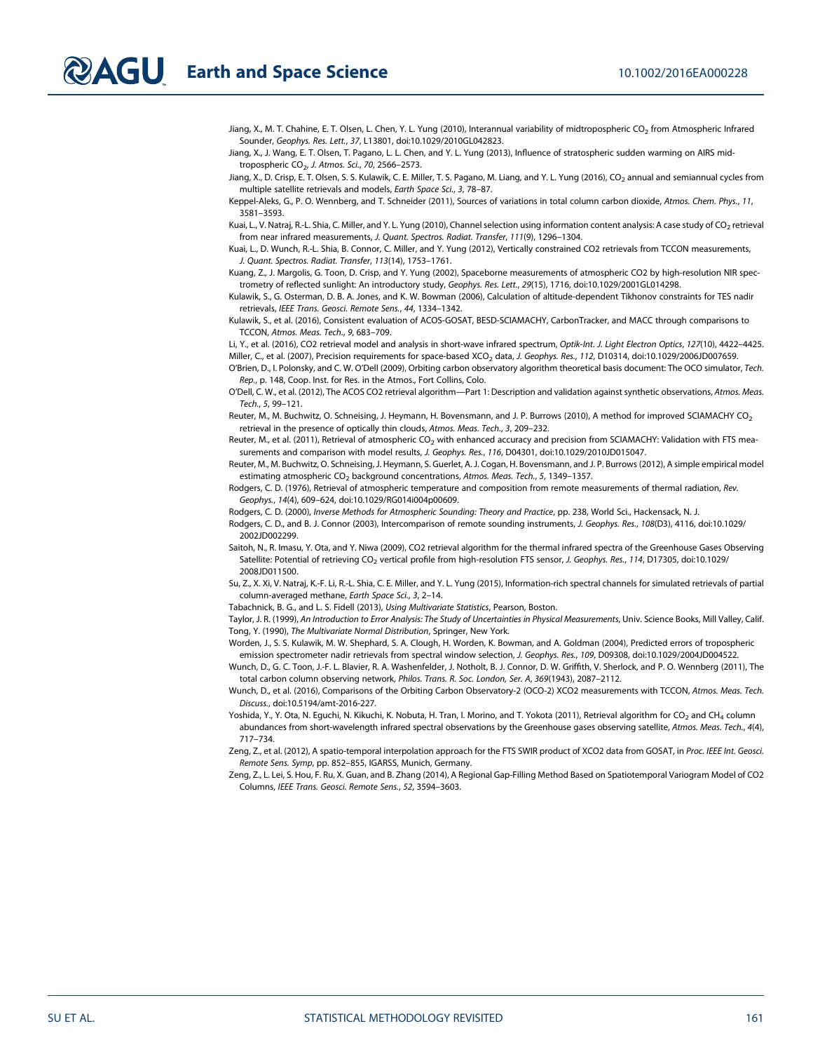Jiang, X., M. T. Chahine, E. T. Olsen, L. Chen, Y. L. Yung (2010), Interannual variability of midtropospheric $CO_2$ from Atmospheric Infrared Sounder, *Geophys. Res. Lett.*, *37*, L13801, doi:10.1029/2010GL042823.

Jiang, X., J. Wang, E. T. Olsen, T. Pagano, L. L. Chen, and Y. L. Yung (2013), Influence of stratospheric sudden warming on AIRS mid-tropospheric $CO_2$, *J. Atmos. Sci.*, *70*, 2566–2573.

Jiang, X., D. Crisp, E. T. Olsen, S. S. Kulawik, C. E. Miller, T. S. Pagano, M. Liang, and Y. L. Yung (2016), $CO_2$ annual and semiannual cycles from multiple satellite retrievals and models, *Earth Space Sci.*, *3*, 78–87.

Keppel-Aleks, G., P. O. Wennberg, and T. Schneider (2011), Sources of variations in total column carbon dioxide, *Atmos. Chem. Phys.*, *11*, 3581–3593.

Kuai, L., V. Natraj, R.-L. Shia, C. Miller, and Y. L. Yung (2010), Channel selection using information content analysis: A case study of $CO_2$ retrieval from near infrared measurements, *J. Quant. Spectros. Radiat. Transfer*, *111*(9), 1296–1304.

Kuai, L., D. Wunch, R.-L. Shia, B. Connor, C. Miller, and Y. Yung (2012), Vertically constrained CO2 retrievals from TCCON measurements, *J. Quant. Spectros. Radiat. Transfer*, *113*(14), 1753–1761.

Kuang, Z., J. Margolis, G. Toon, D. Crisp, and Y. Yung (2002), Spaceborne measurements of atmospheric CO2 by high-resolution NIR spectrometry of reflected sunlight: An introductory study, *Geophys. Res. Lett.*, *29*(15), 1716, doi:10.1029/2001GL014298.

Kulawik, S., G. Osterman, D. B. A. Jones, and K. W. Bowman (2006), Calculation of altitude-dependent Tikhonov constraints for TES nadir retrievals, *IEEE Trans. Geosci. Remote Sens.*, *44*, 1334–1342.

Kulawik, S., et al. (2016), Consistent evaluation of ACOS-GOSAT, BESD-SCIAMACHY, CarbonTracker, and MACC through comparisons to TCCON, *Atmos. Meas. Tech.*, *9*, 683–709.

Li, Y., et al. (2016), CO2 retrieval model and analysis in short-wave infrared spectrum, *Optik-Int. J. Light Electron Optics*, *127*(10), 4422–4425.

Miller, C., et al. (2007), Precision requirements for space-based $XCO_2$ data, *J. Geophys. Res.*, *112*, D10314, doi:10.1029/2006JD007659.

O'Brien, D., I. Polonsky, and C. W. O'Dell (2009), Orbiting carbon observatory algorithm theoretical basis document: The OCO simulator, *Tech. Rep.*, p. 148, Coop. Inst. for Res. in the Atmos., Fort Collins, Colo.

O'Dell, C. W., et al. (2012), The ACOS CO2 retrieval algorithm—Part 1: Description and validation against synthetic observations, *Atmos. Meas. Tech.*, *5*, 99–121.

Reuter, M., M. Buchwitz, O. Schneising, J. Heymann, H. Bovensmann, and J. P. Burrows (2010), A method for improved SCIAMACHY $CO_2$ retrieval in the presence of optically thin clouds, *Atmos. Meas. Tech.*, *3*, 209–232.

Reuter, M., et al. (2011), Retrieval of atmospheric $CO_2$ with enhanced accuracy and precision from SCIAMACHY: Validation with FTS measurements and comparison with model results, *J. Geophys. Res.*, *116*, D04301, doi:10.1029/2010JD015047.

Reuter, M., M. Buchwitz, O. Schneising, J. Heymann, S. Guerlet, A. J. Cogan, H. Bovensmann, and J. P. Burrows (2012), A simple empirical model estimating atmospheric $CO_2$ background concentrations, *Atmos. Meas. Tech.*, *5*, 1349–1357.

Rodgers, C. D. (1976), Retrieval of atmospheric temperature and composition from remote measurements of thermal radiation, *Rev. Geophys.*, *14*(4), 609–624, doi:10.1029/RG014i004p00609.

Rodgers, C. D. (2000), *Inverse Methods for Atmospheric Sounding: Theory and Practice*, pp. 238, World Sci., Hackensack, N. J.

Rodgers, C. D., and B. J. Connor (2003), Intercomparison of remote sounding instruments, *J. Geophys. Res.*, *108*(D3), 4116, doi:10.1029/2002JD002299.

Saitoh, N., R. Imasu, Y. Ota, and Y. Niwa (2009), CO2 retrieval algorithm for the thermal infrared spectra of the Greenhouse Gases Observing Satellite: Potential of retrieving $CO_2$ vertical profile from high-resolution FTS sensor, *J. Geophys. Res.*, *114*, D17305, doi:10.1029/2008JD011500.

Su, Z., X. Xi, V. Natraj, K.-F. Li, R.-L. Shia, C. E. Miller, and Y. L. Yung (2015), Information-rich spectral channels for simulated retrievals of partial column-averaged methane, *Earth Space Sci.*, *3*, 2–14.

Tabachnick, B. G., and L. S. Fidell (2013), *Using Multivariate Statistics*, Pearson, Boston.

Taylor, J. R. (1999), *An Introduction to Error Analysis: The Study of Uncertainties in Physical Measurements*, Univ. Science Books, Mill Valley, Calif.

Tong, Y. (1990), *The Multivariate Normal Distribution*, Springer, New York.

Worden, J., S. S. Kulawik, M. W. Shephard, S. A. Clough, H. Worden, K. Bowman, and A. Goldman (2004), Predicted errors of tropospheric emission spectrometer nadir retrievals from spectral window selection, *J. Geophys. Res.*, *109*, D09308, doi:10.1029/2004JD004522.

Wunch, D., G. C. Toon, J.-F. L. Blavier, R. A. Washenfelder, J. Notholt, B. J. Connor, D. W. Griffith, V. Sherlock, and P. O. Wennberg (2011), The total carbon column observing network, *Philos. Trans. R. Soc. London, Ser. A*, *369*(1943), 2087–2112.

Wunch, D., et al. (2016), Comparisons of the Orbiting Carbon Observatory-2 (OCO-2) XCO2 measurements with TCCON, *Atmos. Meas. Tech. Discuss.*, doi:10.5194/amt-2016-227.

Yoshida, Y., Y. Ota, N. Eguchi, N. Kikuchi, K. Nobuta, H. Tran, I. Morino, and T. Yokota (2011), Retrieval algorithm for $CO_2$ and $CH_4$ column abundances from short-wavelength infrared spectral observations by the Greenhouse gases observing satellite, *Atmos. Meas. Tech.*, *4*(4), 717–734.

Zeng, Z., et al. (2012), A spatio-temporal interpolation approach for the FTS SWIR product of XCO2 data from GOSAT, in *Proc. IEEE Int. Geosci. Remote Sens. Symp*, pp. 852–855, IGARSS, Munich, Germany.

Zeng, Z., L. Lei, S. Hou, F. Ru, X. Guan, and B. Zhang (2014), A Regional Gap-Filling Method Based on Spatiotemporal Variogram Model of CO2 Columns, *IEEE Trans. Geosci. Remote Sens.*, *52*, 3594–3603.